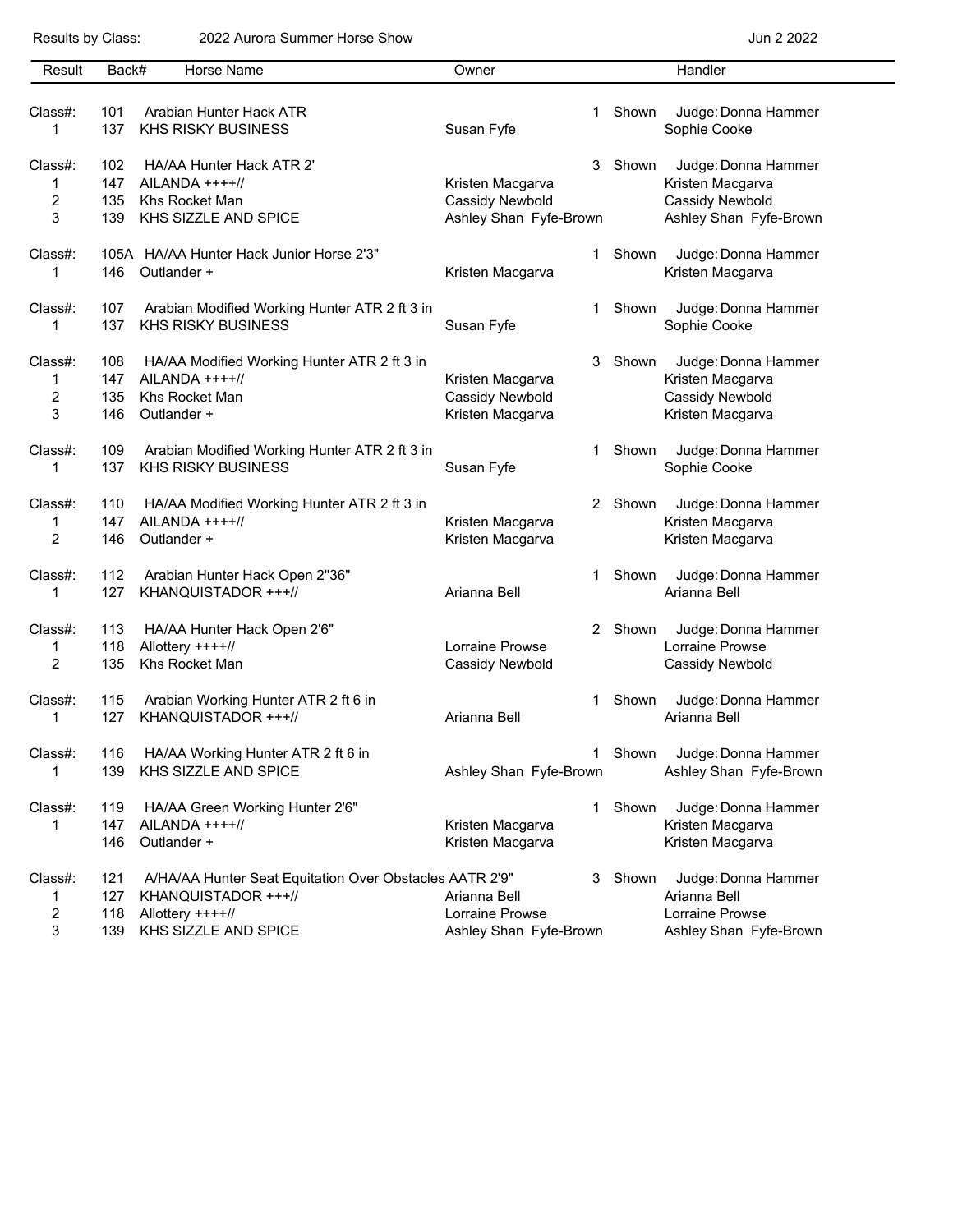Results by Class: 2022 Aurora Summer Horse Show Jun 2 2022

| Result | Back# | Horse Name | Owner | | | Handler |
|---|---|---|---|---|---|---|
| Class#: | 101 | Arabian Hunter Hack ATR | | 1 | Shown | Judge: Donna Hammer |
| 1 | 137 | KHS RISKY BUSINESS | Susan Fyfe | | | Sophie Cooke |
| Class#: | 102 | HA/AA Hunter Hack ATR 2' | | 3 | Shown | Judge: Donna Hammer |
| 1 | 147 | AILANDA ++++// | Kristen Macgarva | | | Kristen Macgarva |
| 2 | 135 | Khs Rocket Man | Cassidy Newbold | | | Cassidy Newbold |
| 3 | 139 | KHS SIZZLE AND SPICE | Ashley Shan Fyfe-Brown | | | Ashley Shan Fyfe-Brown |
| Class#: | 105A | HA/AA Hunter Hack Junior Horse 2'3" | | 1 | Shown | Judge: Donna Hammer |
| 1 | 146 | Outlander + | Kristen Macgarva | | | Kristen Macgarva |
| Class#: | 107 | Arabian Modified Working Hunter ATR 2 ft 3 in | | 1 | Shown | Judge: Donna Hammer |
| 1 | 137 | KHS RISKY BUSINESS | Susan Fyfe | | | Sophie Cooke |
| Class#: | 108 | HA/AA Modified Working Hunter ATR 2 ft 3 in | | 3 | Shown | Judge: Donna Hammer |
| 1 | 147 | AILANDA ++++// | Kristen Macgarva | | | Kristen Macgarva |
| 2 | 135 | Khs Rocket Man | Cassidy Newbold | | | Cassidy Newbold |
| 3 | 146 | Outlander + | Kristen Macgarva | | | Kristen Macgarva |
| Class#: | 109 | Arabian Modified Working Hunter ATR 2 ft 3 in | | 1 | Shown | Judge: Donna Hammer |
| 1 | 137 | KHS RISKY BUSINESS | Susan Fyfe | | | Sophie Cooke |
| Class#: | 110 | HA/AA Modified Working Hunter ATR 2 ft 3 in | | 2 | Shown | Judge: Donna Hammer |
| 1 | 147 | AILANDA ++++// | Kristen Macgarva | | | Kristen Macgarva |
| 2 | 146 | Outlander + | Kristen Macgarva | | | Kristen Macgarva |
| Class#: | 112 | Arabian Hunter Hack Open 2"36" | | 1 | Shown | Judge: Donna Hammer |
| 1 | 127 | KHANQUISTADOR +++// | Arianna Bell | | | Arianna Bell |
| Class#: | 113 | HA/AA Hunter Hack Open 2'6" | | 2 | Shown | Judge: Donna Hammer |
| 1 | 118 | Allottery ++++// | Lorraine Prowse | | | Lorraine Prowse |
| 2 | 135 | Khs Rocket Man | Cassidy Newbold | | | Cassidy Newbold |
| Class#: | 115 | Arabian Working Hunter ATR 2 ft 6 in | | 1 | Shown | Judge: Donna Hammer |
| 1 | 127 | KHANQUISTADOR +++// | Arianna Bell | | | Arianna Bell |
| Class#: | 116 | HA/AA Working Hunter ATR 2 ft 6 in | | 1 | Shown | Judge: Donna Hammer |
| 1 | 139 | KHS SIZZLE AND SPICE | Ashley Shan Fyfe-Brown | | | Ashley Shan Fyfe-Brown |
| Class#: | 119 | HA/AA Green Working Hunter 2'6" | | 1 | Shown | Judge: Donna Hammer |
| 1 | 147 | AILANDA ++++// | Kristen Macgarva | | | Kristen Macgarva |
| | 146 | Outlander + | Kristen Macgarva | | | Kristen Macgarva |
| Class#: | 121 | A/HA/AA Hunter Seat Equitation Over Obstacles AATR 2'9" | | 3 | Shown | Judge: Donna Hammer |
| 1 | 127 | KHANQUISTADOR +++// | Arianna Bell | | | Arianna Bell |
| 2 | 118 | Allottery ++++// | Lorraine Prowse | | | Lorraine Prowse |
| 3 | 139 | KHS SIZZLE AND SPICE | Ashley Shan Fyfe-Brown | | | Ashley Shan Fyfe-Brown |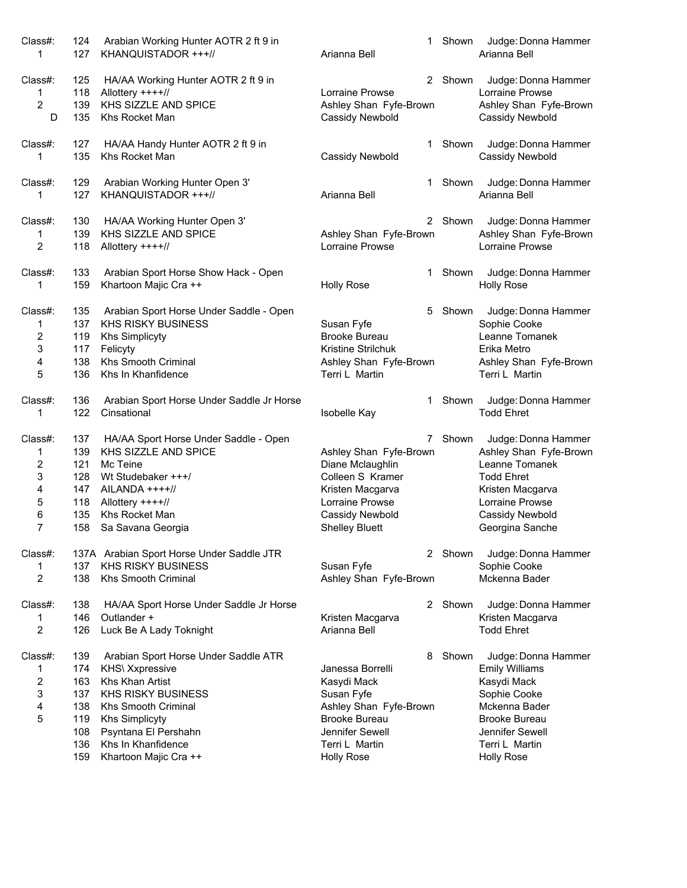| Class#: | 124 | Arabian Working Hunter AOTR 2 ft 9 in | | 1 | Shown | Judge: Donna Hammer |
|---|---|---|---|---|---|---|
| 1 | 127 | KHANQUISTADOR +++// | Arianna Bell | | | Arianna Bell |

| Class#: | 125 | HA/AA Working Hunter AOTR 2 ft 9 in | | 2 | Shown | Judge: Donna Hammer |
|---|---|---|---|---|---|---|
| 1 | 118 | Allottery ++++// | Lorraine Prowse | | | Lorraine Prowse |
| 2 | 139 | KHS SIZZLE AND SPICE | Ashley Shan Fyfe-Brown | | | Ashley Shan Fyfe-Brown |
| D | 135 | Khs Rocket Man | Cassidy Newbold | | | Cassidy Newbold |

| Class#: | 127 | HA/AA Handy Hunter AOTR 2 ft 9 in | | 1 | Shown | Judge: Donna Hammer |
|---|---|---|---|---|---|---|
| 1 | 135 | Khs Rocket Man | Cassidy Newbold | | | Cassidy Newbold |

| Class#: | 129 | Arabian Working Hunter Open 3' | | 1 | Shown | Judge: Donna Hammer |
|---|---|---|---|---|---|---|
| 1 | 127 | KHANQUISTADOR +++// | Arianna Bell | | | Arianna Bell |

| Class#: | 130 | HA/AA Working Hunter Open 3' | | 2 | Shown | Judge: Donna Hammer |
|---|---|---|---|---|---|---|
| 1 | 139 | KHS SIZZLE AND SPICE | Ashley Shan Fyfe-Brown | | | Ashley Shan Fyfe-Brown |
| 2 | 118 | Allottery ++++// | Lorraine Prowse | | | Lorraine Prowse |

| Class#: | 133 | Arabian Sport Horse Show Hack - Open | | 1 | Shown | Judge: Donna Hammer |
|---|---|---|---|---|---|---|
| 1 | 159 | Khartoon Majic Cra ++ | Holly Rose | | | Holly Rose |

| Class#: | 135 | Arabian Sport Horse Under Saddle - Open | | 5 | Shown | Judge: Donna Hammer |
|---|---|---|---|---|---|---|
| 1 | 137 | KHS RISKY BUSINESS | Susan Fyfe | | | Sophie Cooke |
| 2 | 119 | Khs Simplicyty | Brooke Bureau | | | Leanne Tomanek |
| 3 | 117 | Felicyty | Kristine Strilchuk | | | Erika Metro |
| 4 | 138 | Khs Smooth Criminal | Ashley Shan Fyfe-Brown | | | Ashley Shan Fyfe-Brown |
| 5 | 136 | Khs In Khanfidence | Terri L Martin | | | Terri L Martin |

| Class#: | 136 | Arabian Sport Horse Under Saddle Jr Horse | | 1 | Shown | Judge: Donna Hammer |
|---|---|---|---|---|---|---|
| 1 | 122 | Cinsational | Isobelle Kay | | | Todd Ehret |

| Class#: | 137 | HA/AA Sport Horse Under Saddle - Open | | 7 | Shown | Judge: Donna Hammer |
|---|---|---|---|---|---|---|
| 1 | 139 | KHS SIZZLE AND SPICE | Ashley Shan Fyfe-Brown | | | Ashley Shan Fyfe-Brown |
| 2 | 121 | Mc Teine | Diane Mclaughlin | | | Leanne Tomanek |
| 3 | 128 | Wt Studebaker +++/ | Colleen S Kramer | | | Todd Ehret |
| 4 | 147 | AILANDA ++++// | Kristen Macgarva | | | Kristen Macgarva |
| 5 | 118 | Allottery ++++// | Lorraine Prowse | | | Lorraine Prowse |
| 6 | 135 | Khs Rocket Man | Cassidy Newbold | | | Cassidy Newbold |
| 7 | 158 | Sa Savana Georgia | Shelley Bluett | | | Georgina Sanche |

| Class#: | 137A | Arabian Sport Horse Under Saddle JTR | | 2 | Shown | Judge: Donna Hammer |
|---|---|---|---|---|---|---|
| 1 | 137 | KHS RISKY BUSINESS | Susan Fyfe | | | Sophie Cooke |
| 2 | 138 | Khs Smooth Criminal | Ashley Shan Fyfe-Brown | | | Mckenna Bader |

| Class#: | 138 | HA/AA Sport Horse Under Saddle Jr Horse | | 2 | Shown | Judge: Donna Hammer |
|---|---|---|---|---|---|---|
| 1 | 146 | Outlander + | Kristen Macgarva | | | Kristen Macgarva |
| 2 | 126 | Luck Be A Lady Toknight | Arianna Bell | | | Todd Ehret |

| Class#: | 139 | Arabian Sport Horse Under Saddle ATR | | 8 | Shown | Judge: Donna Hammer |
|---|---|---|---|---|---|---|
| 1 | 174 | KHS\ Xxpressive | Janessa Borrelli | | | Emily Williams |
| 2 | 163 | Khs Khan Artist | Kasydi Mack | | | Kasydi Mack |
| 3 | 137 | KHS RISKY BUSINESS | Susan Fyfe | | | Sophie Cooke |
| 4 | 138 | Khs Smooth Criminal | Ashley Shan Fyfe-Brown | | | Mckenna Bader |
| 5 | 119 | Khs Simplicyty | Brooke Bureau | | | Brooke Bureau |
| | 108 | Psyntana El Pershahn | Jennifer Sewell | | | Jennifer Sewell |
| | 136 | Khs In Khanfidence | Terri L Martin | | | Terri L Martin |
| | 159 | Khartoon Majic Cra ++ | Holly Rose | | | Holly Rose |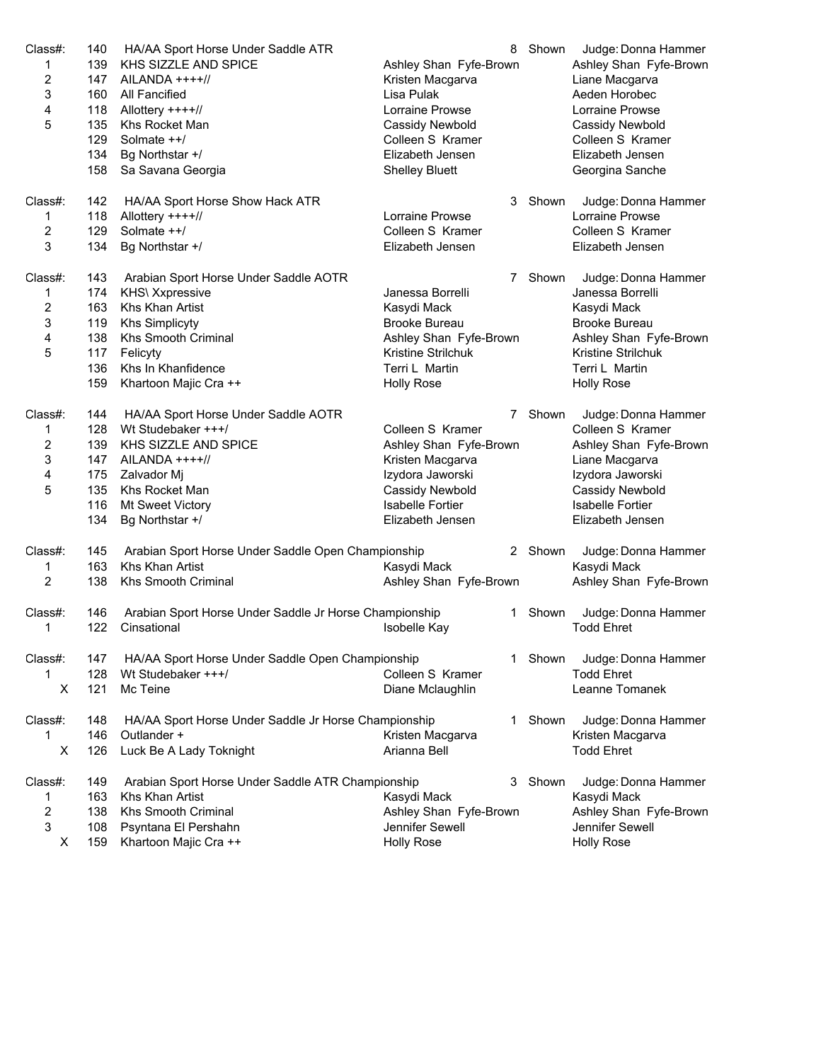| Class#: | 140 | HA/AA Sport Horse Under Saddle ATR | | 8 Shown | Judge: Donna Hammer |
|---|---|---|---|---|---|
| 1 | 139 | KHS SIZZLE AND SPICE | Ashley Shan Fyfe-Brown | | Ashley Shan Fyfe-Brown |
| 2 | 147 | AILANDA ++++// | Kristen Macgarva | | Liane Macgarva |
| 3 | 160 | All Fancified | Lisa Pulak | | Aeden Horobec |
| 4 | 118 | Allottery ++++// | Lorraine Prowse | | Lorraine Prowse |
| 5 | 135 | Khs Rocket Man | Cassidy Newbold | | Cassidy Newbold |
| | 129 | Solmate ++/ | Colleen S Kramer | | Colleen S Kramer |
| | 134 | Bg Northstar +/ | Elizabeth Jensen | | Elizabeth Jensen |
| | 158 | Sa Savana Georgia | Shelley Bluett | | Georgina Sanche |

| Class#: | 142 | HA/AA Sport Horse Show Hack ATR | | 3 Shown | Judge: Donna Hammer |
|---|---|---|---|---|---|
| 1 | 118 | Allottery ++++// | Lorraine Prowse | | Lorraine Prowse |
| 2 | 129 | Solmate ++/ | Colleen S Kramer | | Colleen S Kramer |
| 3 | 134 | Bg Northstar +/ | Elizabeth Jensen | | Elizabeth Jensen |

| Class#: | 143 | Arabian Sport Horse Under Saddle AOTR | | 7 Shown | Judge: Donna Hammer |
|---|---|---|---|---|---|
| 1 | 174 | KHS\ Xxpressive | Janessa Borrelli | | Janessa Borrelli |
| 2 | 163 | Khs Khan Artist | Kasydi Mack | | Kasydi Mack |
| 3 | 119 | Khs Simplicyty | Brooke Bureau | | Brooke Bureau |
| 4 | 138 | Khs Smooth Criminal | Ashley Shan Fyfe-Brown | | Ashley Shan Fyfe-Brown |
| 5 | 117 | Felicyty | Kristine Strilchuk | | Kristine Strilchuk |
| | 136 | Khs In Khanfidence | Terri L Martin | | Terri L Martin |
| | 159 | Khartoon Majic Cra ++ | Holly Rose | | Holly Rose |

| Class#: | 144 | HA/AA Sport Horse Under Saddle AOTR | | 7 Shown | Judge: Donna Hammer |
|---|---|---|---|---|---|
| 1 | 128 | Wt Studebaker +++/ | Colleen S Kramer | | Colleen S Kramer |
| 2 | 139 | KHS SIZZLE AND SPICE | Ashley Shan Fyfe-Brown | | Ashley Shan Fyfe-Brown |
| 3 | 147 | AILANDA ++++// | Kristen Macgarva | | Liane Macgarva |
| 4 | 175 | Zalvador Mj | Izydora Jaworski | | Izydora Jaworski |
| 5 | 135 | Khs Rocket Man | Cassidy Newbold | | Cassidy Newbold |
| | 116 | Mt Sweet Victory | Isabelle Fortier | | Isabelle Fortier |
| | 134 | Bg Northstar +/ | Elizabeth Jensen | | Elizabeth Jensen |

| Class#: | 145 | Arabian Sport Horse Under Saddle Open Championship | | 2 Shown | Judge: Donna Hammer |
|---|---|---|---|---|---|
| 1 | 163 | Khs Khan Artist | Kasydi Mack | | Kasydi Mack |
| 2 | 138 | Khs Smooth Criminal | Ashley Shan Fyfe-Brown | | Ashley Shan Fyfe-Brown |

| Class#: | 146 | Arabian Sport Horse Under Saddle Jr Horse Championship | | 1 Shown | Judge: Donna Hammer |
|---|---|---|---|---|---|
| 1 | 122 | Cinsational | Isobelle Kay | | Todd Ehret |

| Class#: | 147 | HA/AA Sport Horse Under Saddle Open Championship | | 1 Shown | Judge: Donna Hammer |
|---|---|---|---|---|---|
| 1 | 128 | Wt Studebaker +++/ | Colleen S Kramer | | Todd Ehret |
| X | 121 | Mc Teine | Diane Mclaughlin | | Leanne Tomanek |

| Class#: | 148 | HA/AA Sport Horse Under Saddle Jr Horse Championship | | 1 Shown | Judge: Donna Hammer |
|---|---|---|---|---|---|
| 1 | 146 | Outlander + | Kristen Macgarva | | Kristen Macgarva |
| X | 126 | Luck Be A Lady Toknight | Arianna Bell | | Todd Ehret |

| Class#: | 149 | Arabian Sport Horse Under Saddle ATR Championship | | 3 Shown | Judge: Donna Hammer |
|---|---|---|---|---|---|
| 1 | 163 | Khs Khan Artist | Kasydi Mack | | Kasydi Mack |
| 2 | 138 | Khs Smooth Criminal | Ashley Shan Fyfe-Brown | | Ashley Shan Fyfe-Brown |
| 3 | 108 | Psyntana El Pershahn | Jennifer Sewell | | Jennifer Sewell |
| X | 159 | Khartoon Majic Cra ++ | Holly Rose | | Holly Rose |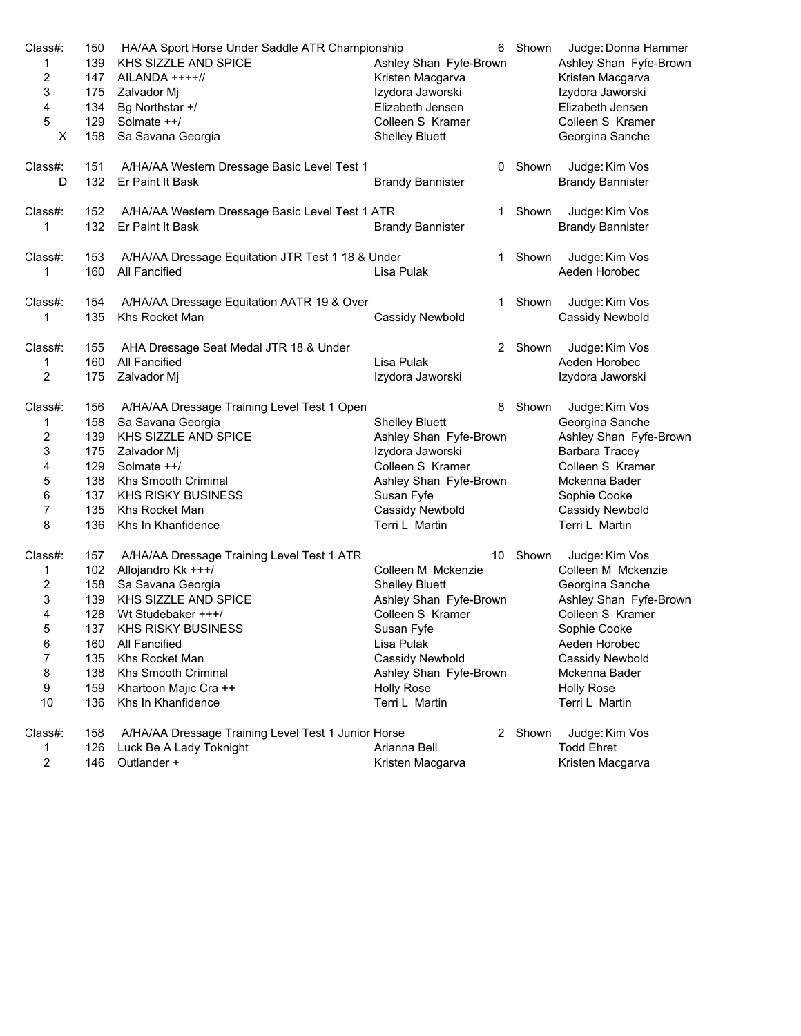| Class#: | 150 | HA/AA Sport Horse Under Saddle ATR Championship | | 6 Shown | Judge: Donna Hammer |
|---|---|---|---|---|---|
| 1 | 139 | KHS SIZZLE AND SPICE | Ashley Shan Fyfe-Brown | | Ashley Shan Fyfe-Brown |
| 2 | 147 | AILANDA ++++// | Kristen Macgarva | | Kristen Macgarva |
| 3 | 175 | Zalvador Mj | Izydora Jaworski | | Izydora Jaworski |
| 4 | 134 | Bg Northstar +/ | Elizabeth Jensen | | Elizabeth Jensen |
| 5 | 129 | Solmate ++/ | Colleen S Kramer | | Colleen S Kramer |
| X | 158 | Sa Savana Georgia | Shelley Bluett | | Georgina Sanche |

| Class#: | 151 | A/HA/AA Western Dressage Basic Level Test 1 | | 0 Shown | Judge: Kim Vos |
|---|---|---|---|---|---|
| D | 132 | Er Paint It Bask | Brandy Bannister | | Brandy Bannister |

| Class#: | 152 | A/HA/AA Western Dressage Basic Level Test 1 ATR | | 1 Shown | Judge: Kim Vos |
|---|---|---|---|---|---|
| 1 | 132 | Er Paint It Bask | Brandy Bannister | | Brandy Bannister |

| Class#: | 153 | A/HA/AA Dressage Equitation JTR Test 1 18 & Under | | 1 Shown | Judge: Kim Vos |
|---|---|---|---|---|---|
| 1 | 160 | All Fancified | Lisa Pulak | | Aeden Horobec |

| Class#: | 154 | A/HA/AA Dressage Equitation AATR 19 & Over | | 1 Shown | Judge: Kim Vos |
|---|---|---|---|---|---|
| 1 | 135 | Khs Rocket Man | Cassidy Newbold | | Cassidy Newbold |

| Class#: | 155 | AHA Dressage Seat Medal JTR 18 & Under | | 2 Shown | Judge: Kim Vos |
|---|---|---|---|---|---|
| 1 | 160 | All Fancified | Lisa Pulak | | Aeden Horobec |
| 2 | 175 | Zalvador Mj | Izydora Jaworski | | Izydora Jaworski |

| Class#: | 156 | A/HA/AA Dressage Training Level Test 1 Open | | 8 Shown | Judge: Kim Vos |
|---|---|---|---|---|---|
| 1 | 158 | Sa Savana Georgia | Shelley Bluett | | Georgina Sanche |
| 2 | 139 | KHS SIZZLE AND SPICE | Ashley Shan Fyfe-Brown | | Ashley Shan Fyfe-Brown |
| 3 | 175 | Zalvador Mj | Izydora Jaworski | | Barbara Tracey |
| 4 | 129 | Solmate ++/ | Colleen S Kramer | | Colleen S Kramer |
| 5 | 138 | Khs Smooth Criminal | Ashley Shan Fyfe-Brown | | Mckenna Bader |
| 6 | 137 | KHS RISKY BUSINESS | Susan Fyfe | | Sophie Cooke |
| 7 | 135 | Khs Rocket Man | Cassidy Newbold | | Cassidy Newbold |
| 8 | 136 | Khs In Khanfidence | Terri L Martin | | Terri L Martin |

| Class#: | 157 | A/HA/AA Dressage Training Level Test 1 ATR | | 10 Shown | Judge: Kim Vos |
|---|---|---|---|---|---|
| 1 | 102 | Allojandro Kk +++/ | Colleen M Mckenzie | | Colleen M Mckenzie |
| 2 | 158 | Sa Savana Georgia | Shelley Bluett | | Georgina Sanche |
| 3 | 139 | KHS SIZZLE AND SPICE | Ashley Shan Fyfe-Brown | | Ashley Shan Fyfe-Brown |
| 4 | 128 | Wt Studebaker +++/ | Colleen S Kramer | | Colleen S Kramer |
| 5 | 137 | KHS RISKY BUSINESS | Susan Fyfe | | Sophie Cooke |
| 6 | 160 | All Fancified | Lisa Pulak | | Aeden Horobec |
| 7 | 135 | Khs Rocket Man | Cassidy Newbold | | Cassidy Newbold |
| 8 | 138 | Khs Smooth Criminal | Ashley Shan Fyfe-Brown | | Mckenna Bader |
| 9 | 159 | Khartoon Majic Cra ++ | Holly Rose | | Holly Rose |
| 10 | 136 | Khs In Khanfidence | Terri L Martin | | Terri L Martin |

| Class#: | 158 | A/HA/AA Dressage Training Level Test 1 Junior Horse | | 2 Shown | Judge: Kim Vos |
|---|---|---|---|---|---|
| 1 | 126 | Luck Be A Lady Toknight | Arianna Bell | | Todd Ehret |
| 2 | 146 | Outlander + | Kristen Macgarva | | Kristen Macgarva |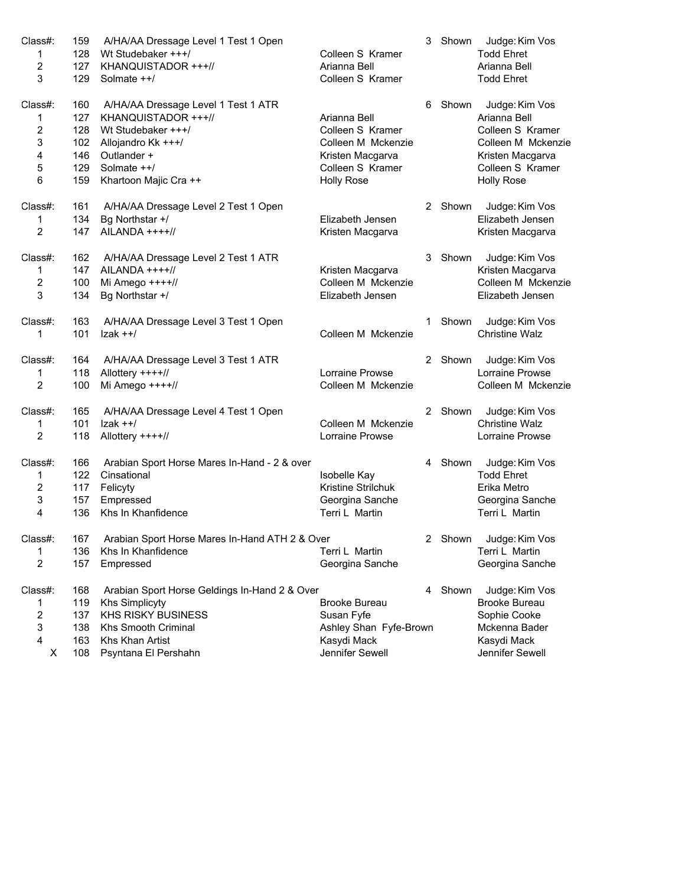| Class#: | 159 | A/HA/AA Dressage Level 1 Test 1 Open | | 3 Shown | Judge: Kim Vos |
|---|---|---|---|---|---|
| 1 | 128 | Wt Studebaker +++/ | Colleen S Kramer | | Todd Ehret |
| 2 | 127 | KHANQUISTADOR +++// | Arianna Bell | | Arianna Bell |
| 3 | 129 | Solmate ++/ | Colleen S Kramer | | Todd Ehret |

| Class#: | 160 | A/HA/AA Dressage Level 1 Test 1 ATR | | 6 Shown | Judge: Kim Vos |
|---|---|---|---|---|---|
| 1 | 127 | KHANQUISTADOR +++// | Arianna Bell | | Arianna Bell |
| 2 | 128 | Wt Studebaker +++/ | Colleen S Kramer | | Colleen S Kramer |
| 3 | 102 | Allojandro Kk +++/ | Colleen M Mckenzie | | Colleen M Mckenzie |
| 4 | 146 | Outlander + | Kristen Macgarva | | Kristen Macgarva |
| 5 | 129 | Solmate ++/ | Colleen S Kramer | | Colleen S Kramer |
| 6 | 159 | Khartoon Majic Cra ++ | Holly Rose | | Holly Rose |

| Class#: | 161 | A/HA/AA Dressage Level 2 Test 1 Open | | 2 Shown | Judge: Kim Vos |
|---|---|---|---|---|---|
| 1 | 134 | Bg Northstar +/ | Elizabeth Jensen | | Elizabeth Jensen |
| 2 | 147 | AILANDA ++++// | Kristen Macgarva | | Kristen Macgarva |

| Class#: | 162 | A/HA/AA Dressage Level 2 Test 1 ATR | | 3 Shown | Judge: Kim Vos |
|---|---|---|---|---|---|
| 1 | 147 | AILANDA ++++// | Kristen Macgarva | | Kristen Macgarva |
| 2 | 100 | Mi Amego ++++// | Colleen M Mckenzie | | Colleen M Mckenzie |
| 3 | 134 | Bg Northstar +/ | Elizabeth Jensen | | Elizabeth Jensen |

| Class#: | 163 | A/HA/AA Dressage Level 3 Test 1 Open | | 1 Shown | Judge: Kim Vos |
|---|---|---|---|---|---|
| 1 | 101 | Izak ++/ | Colleen M Mckenzie | | Christine Walz |

| Class#: | 164 | A/HA/AA Dressage Level 3 Test 1 ATR | | 2 Shown | Judge: Kim Vos |
|---|---|---|---|---|---|
| 1 | 118 | Allottery ++++// | Lorraine Prowse | | Lorraine Prowse |
| 2 | 100 | Mi Amego ++++// | Colleen M Mckenzie | | Colleen M Mckenzie |

| Class#: | 165 | A/HA/AA Dressage Level 4 Test 1 Open | | 2 Shown | Judge: Kim Vos |
|---|---|---|---|---|---|
| 1 | 101 | Izak ++/ | Colleen M Mckenzie | | Christine Walz |
| 2 | 118 | Allottery ++++// | Lorraine Prowse | | Lorraine Prowse |

| Class#: | 166 | Arabian Sport Horse Mares In-Hand - 2 & over | | 4 Shown | Judge: Kim Vos |
|---|---|---|---|---|---|
| 1 | 122 | Cinsational | Isobelle Kay | | Todd Ehret |
| 2 | 117 | Felicyty | Kristine Strilchuk | | Erika Metro |
| 3 | 157 | Empressed | Georgina Sanche | | Georgina Sanche |
| 4 | 136 | Khs In Khanfidence | Terri L Martin | | Terri L Martin |

| Class#: | 167 | Arabian Sport Horse Mares In-Hand ATH 2 & Over | | 2 Shown | Judge: Kim Vos |
|---|---|---|---|---|---|
| 1 | 136 | Khs In Khanfidence | Terri L Martin | | Terri L Martin |
| 2 | 157 | Empressed | Georgina Sanche | | Georgina Sanche |

| Class#: | 168 | Arabian Sport Horse Geldings In-Hand 2 & Over | | 4 Shown | Judge: Kim Vos |
|---|---|---|---|---|---|
| 1 | 119 | Khs Simplicyty | Brooke Bureau | | Brooke Bureau |
| 2 | 137 | KHS RISKY BUSINESS | Susan Fyfe | | Sophie Cooke |
| 3 | 138 | Khs Smooth Criminal | Ashley Shan Fyfe-Brown | | Mckenna Bader |
| 4 | 163 | Khs Khan Artist | Kasydi Mack | | Kasydi Mack |
| X | 108 | Psyntana El Pershahn | Jennifer Sewell | | Jennifer Sewell |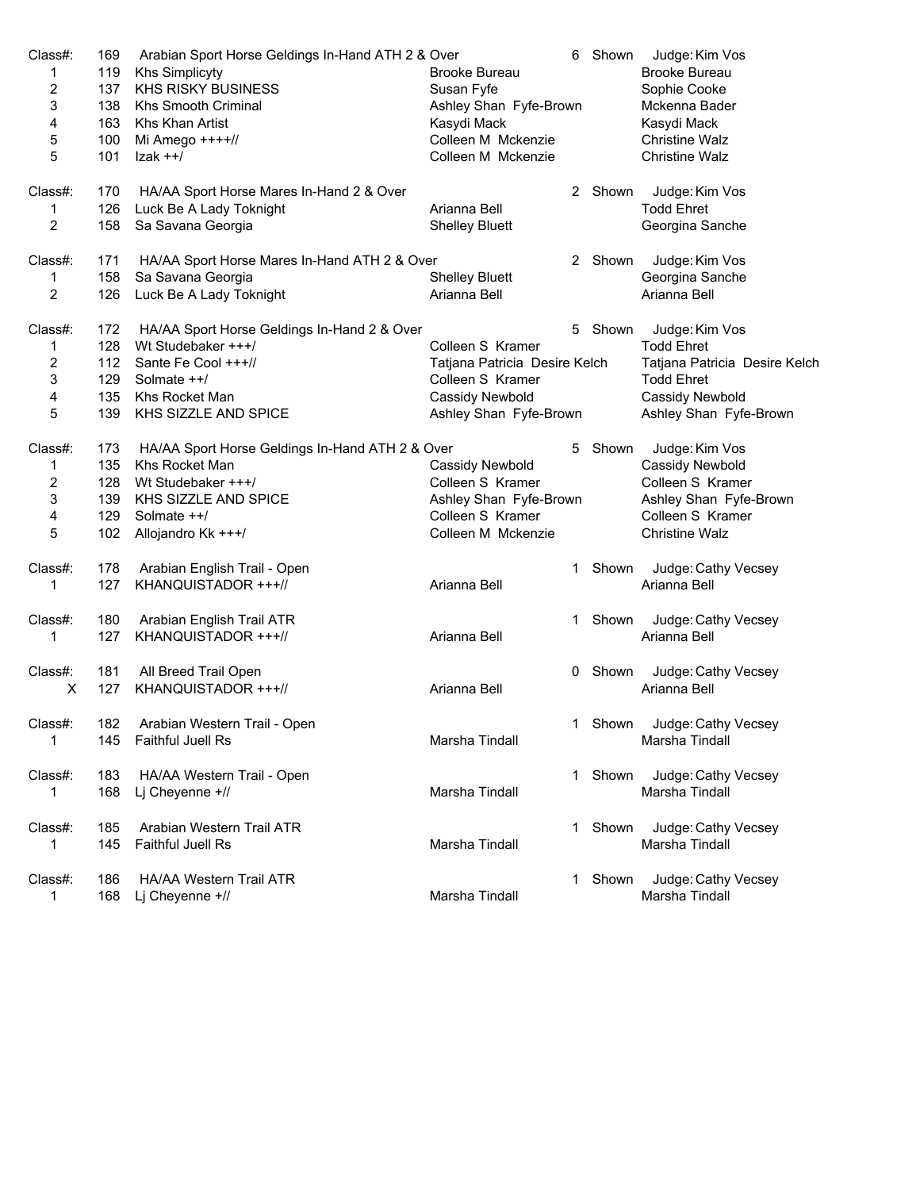| Class#: | 169 | Arabian Sport Horse Geldings In-Hand ATH 2 & Over | | 6 Shown | Judge: Kim Vos |
|---|---|---|---|---|---|
| 1 | 119 | Khs Simplicyty | Brooke Bureau | | Brooke Bureau |
| 2 | 137 | KHS RISKY BUSINESS | Susan Fyfe | | Sophie Cooke |
| 3 | 138 | Khs Smooth Criminal | Ashley Shan Fyfe-Brown | | Mckenna Bader |
| 4 | 163 | Khs Khan Artist | Kasydi Mack | | Kasydi Mack |
| 5 | 100 | Mi Amego ++++// | Colleen M Mckenzie | | Christine Walz |
| 5 | 101 | Izak ++/ | Colleen M Mckenzie | | Christine Walz |

| Class#: | 170 | HA/AA Sport Horse Mares In-Hand 2 & Over | | 2 Shown | Judge: Kim Vos |
|---|---|---|---|---|---|
| 1 | 126 | Luck Be A Lady Toknight | Arianna Bell | | Todd Ehret |
| 2 | 158 | Sa Savana Georgia | Shelley Bluett | | Georgina Sanche |

| Class#: | 171 | HA/AA Sport Horse Mares In-Hand ATH 2 & Over | | 2 Shown | Judge: Kim Vos |
|---|---|---|---|---|---|
| 1 | 158 | Sa Savana Georgia | Shelley Bluett | | Georgina Sanche |
| 2 | 126 | Luck Be A Lady Toknight | Arianna Bell | | Arianna Bell |

| Class#: | 172 | HA/AA Sport Horse Geldings In-Hand 2 & Over | | 5 Shown | Judge: Kim Vos |
|---|---|---|---|---|---|
| 1 | 128 | Wt Studebaker +++/ | Colleen S Kramer | | Todd Ehret |
| 2 | 112 | Sante Fe Cool +++// | Tatjana Patricia Desire Kelch | | Tatjana Patricia Desire Kelch |
| 3 | 129 | Solmate ++/ | Colleen S Kramer | | Todd Ehret |
| 4 | 135 | Khs Rocket Man | Cassidy Newbold | | Cassidy Newbold |
| 5 | 139 | KHS SIZZLE AND SPICE | Ashley Shan Fyfe-Brown | | Ashley Shan Fyfe-Brown |

| Class#: | 173 | HA/AA Sport Horse Geldings In-Hand ATH 2 & Over | | 5 Shown | Judge: Kim Vos |
|---|---|---|---|---|---|
| 1 | 135 | Khs Rocket Man | Cassidy Newbold | | Cassidy Newbold |
| 2 | 128 | Wt Studebaker +++/ | Colleen S Kramer | | Colleen S Kramer |
| 3 | 139 | KHS SIZZLE AND SPICE | Ashley Shan Fyfe-Brown | | Ashley Shan Fyfe-Brown |
| 4 | 129 | Solmate ++/ | Colleen S Kramer | | Colleen S Kramer |
| 5 | 102 | Allojandro Kk +++/ | Colleen M Mckenzie | | Christine Walz |

| Class#: | 178 | Arabian English Trail - Open | | 1 Shown | Judge: Cathy Vecsey |
|---|---|---|---|---|---|
| 1 | 127 | KHANQUISTADOR +++// | Arianna Bell | | Arianna Bell |

| Class#: | 180 | Arabian English Trail ATR | | 1 Shown | Judge: Cathy Vecsey |
|---|---|---|---|---|---|
| 1 | 127 | KHANQUISTADOR +++// | Arianna Bell | | Arianna Bell |

| Class#: | 181 | All Breed Trail Open | | 0 Shown | Judge: Cathy Vecsey |
|---|---|---|---|---|---|
| X | 127 | KHANQUISTADOR +++// | Arianna Bell | | Arianna Bell |

| Class#: | 182 | Arabian Western Trail - Open | | 1 Shown | Judge: Cathy Vecsey |
|---|---|---|---|---|---|
| 1 | 145 | Faithful Juell Rs | Marsha Tindall | | Marsha Tindall |

| Class#: | 183 | HA/AA Western Trail - Open | | 1 Shown | Judge: Cathy Vecsey |
|---|---|---|---|---|---|
| 1 | 168 | Lj Cheyenne +// | Marsha Tindall | | Marsha Tindall |

| Class#: | 185 | Arabian Western Trail ATR | | 1 Shown | Judge: Cathy Vecsey |
|---|---|---|---|---|---|
| 1 | 145 | Faithful Juell Rs | Marsha Tindall | | Marsha Tindall |

| Class#: | 186 | HA/AA Western Trail ATR | | 1 Shown | Judge: Cathy Vecsey |
|---|---|---|---|---|---|
| 1 | 168 | Lj Cheyenne +// | Marsha Tindall | | Marsha Tindall |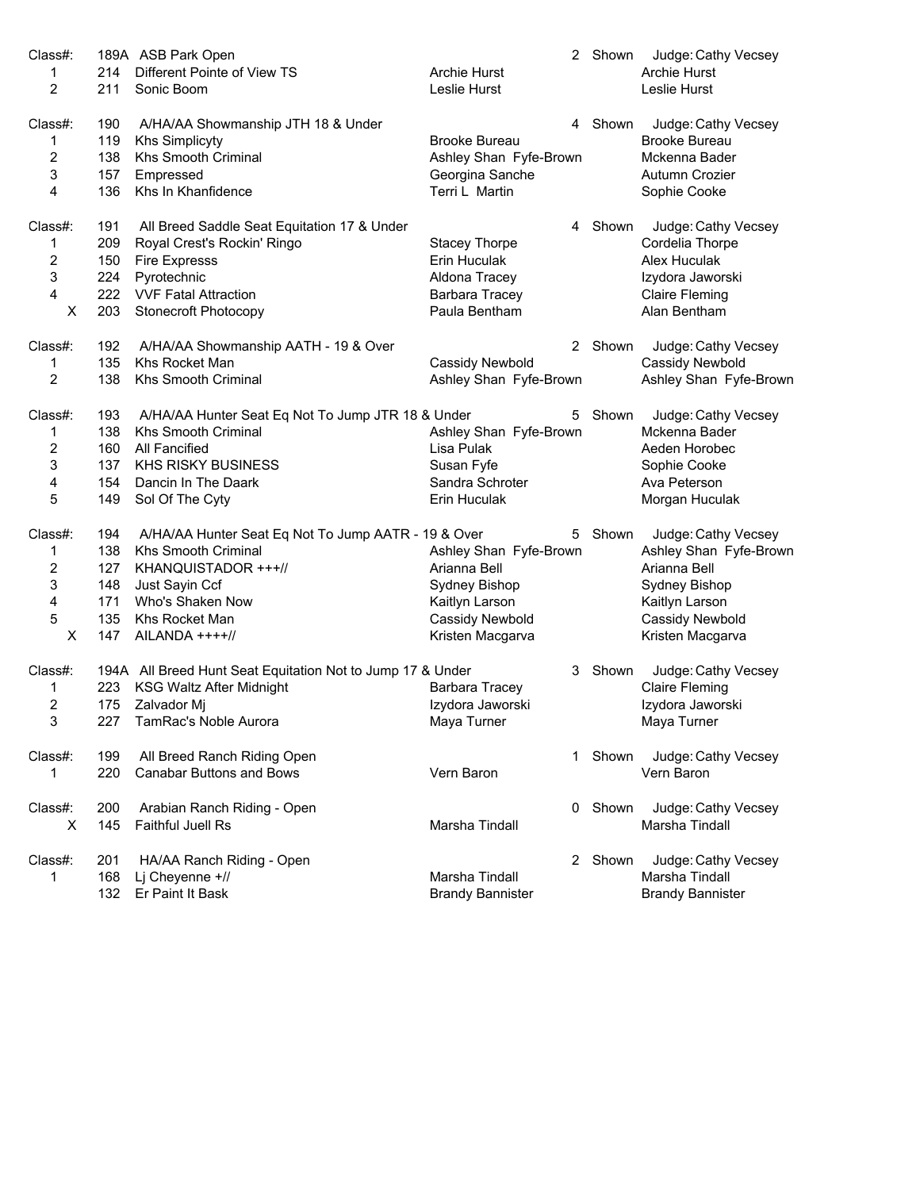| Class#: | 189A | ASB Park Open | | 2 Shown | Judge: Cathy Vecsey |
|---|---|---|---|---|---|
| 1 | 214 | Different Pointe of View TS | Archie Hurst | | Archie Hurst |
| 2 | 211 | Sonic Boom | Leslie Hurst | | Leslie Hurst |

| Class#: | 190 | A/HA/AA Showmanship JTH 18 & Under | | 4 Shown | Judge: Cathy Vecsey |
|---|---|---|---|---|---|
| 1 | 119 | Khs Simplicyty | Brooke Bureau | | Brooke Bureau |
| 2 | 138 | Khs Smooth Criminal | Ashley Shan Fyfe-Brown | | Mckenna Bader |
| 3 | 157 | Empressed | Georgina Sanche | | Autumn Crozier |
| 4 | 136 | Khs In Khanfidence | Terri L Martin | | Sophie Cooke |

| Class#: | 191 | All Breed Saddle Seat Equitation 17 & Under | | 4 Shown | Judge: Cathy Vecsey |
|---|---|---|---|---|---|
| 1 | 209 | Royal Crest's Rockin' Ringo | Stacey Thorpe | | Cordelia Thorpe |
| 2 | 150 | Fire Expresss | Erin Huculak | | Alex Huculak |
| 3 | 224 | Pyrotechnic | Aldona Tracey | | Izydora Jaworski |
| 4 | 222 | VVF Fatal Attraction | Barbara Tracey | | Claire Fleming |
| X | 203 | Stonecroft Photocopy | Paula Bentham | | Alan Bentham |

| Class#: | 192 | A/HA/AA Showmanship AATH - 19 & Over | | 2 Shown | Judge: Cathy Vecsey |
|---|---|---|---|---|---|
| 1 | 135 | Khs Rocket Man | Cassidy Newbold | | Cassidy Newbold |
| 2 | 138 | Khs Smooth Criminal | Ashley Shan Fyfe-Brown | | Ashley Shan Fyfe-Brown |

| Class#: | 193 | A/HA/AA Hunter Seat Eq Not To Jump JTR 18 & Under | | 5 Shown | Judge: Cathy Vecsey |
|---|---|---|---|---|---|
| 1 | 138 | Khs Smooth Criminal | Ashley Shan Fyfe-Brown | | Mckenna Bader |
| 2 | 160 | All Fancified | Lisa Pulak | | Aeden Horobec |
| 3 | 137 | KHS RISKY BUSINESS | Susan Fyfe | | Sophie Cooke |
| 4 | 154 | Dancin In The Daark | Sandra Schroter | | Ava Peterson |
| 5 | 149 | Sol Of The Cyty | Erin Huculak | | Morgan Huculak |

| Class#: | 194 | A/HA/AA Hunter Seat Eq Not To Jump AATR - 19 & Over | | 5 Shown | Judge: Cathy Vecsey |
|---|---|---|---|---|---|
| 1 | 138 | Khs Smooth Criminal | Ashley Shan Fyfe-Brown | | Ashley Shan Fyfe-Brown |
| 2 | 127 | KHANQUISTADOR +++// | Arianna Bell | | Arianna Bell |
| 3 | 148 | Just Sayin Ccf | Sydney Bishop | | Sydney Bishop |
| 4 | 171 | Who's Shaken Now | Kaitlyn Larson | | Kaitlyn Larson |
| 5 | 135 | Khs Rocket Man | Cassidy Newbold | | Cassidy Newbold |
| X | 147 | AILANDA ++++// | Kristen Macgarva | | Kristen Macgarva |

| Class#: | 194A | All Breed Hunt Seat Equitation Not to Jump 17 & Under | | 3 Shown | Judge: Cathy Vecsey |
|---|---|---|---|---|---|
| 1 | 223 | KSG Waltz After Midnight | Barbara Tracey | | Claire Fleming |
| 2 | 175 | Zalvador Mj | Izydora Jaworski | | Izydora Jaworski |
| 3 | 227 | TamRac's Noble Aurora | Maya Turner | | Maya Turner |

| Class#: | 199 | All Breed Ranch Riding Open | | 1 Shown | Judge: Cathy Vecsey |
|---|---|---|---|---|---|
| 1 | 220 | Canabar Buttons and Bows | Vern Baron | | Vern Baron |

| Class#: | 200 | Arabian Ranch Riding - Open | | 0 Shown | Judge: Cathy Vecsey |
|---|---|---|---|---|---|
| X | 145 | Faithful Juell Rs | Marsha Tindall | | Marsha Tindall |

| Class#: | 201 | HA/AA Ranch Riding - Open | | 2 Shown | Judge: Cathy Vecsey |
|---|---|---|---|---|---|
| 1 | 168 | Lj Cheyenne +// | Marsha Tindall | | Marsha Tindall |
| | 132 | Er Paint It Bask | Brandy Bannister | | Brandy Bannister |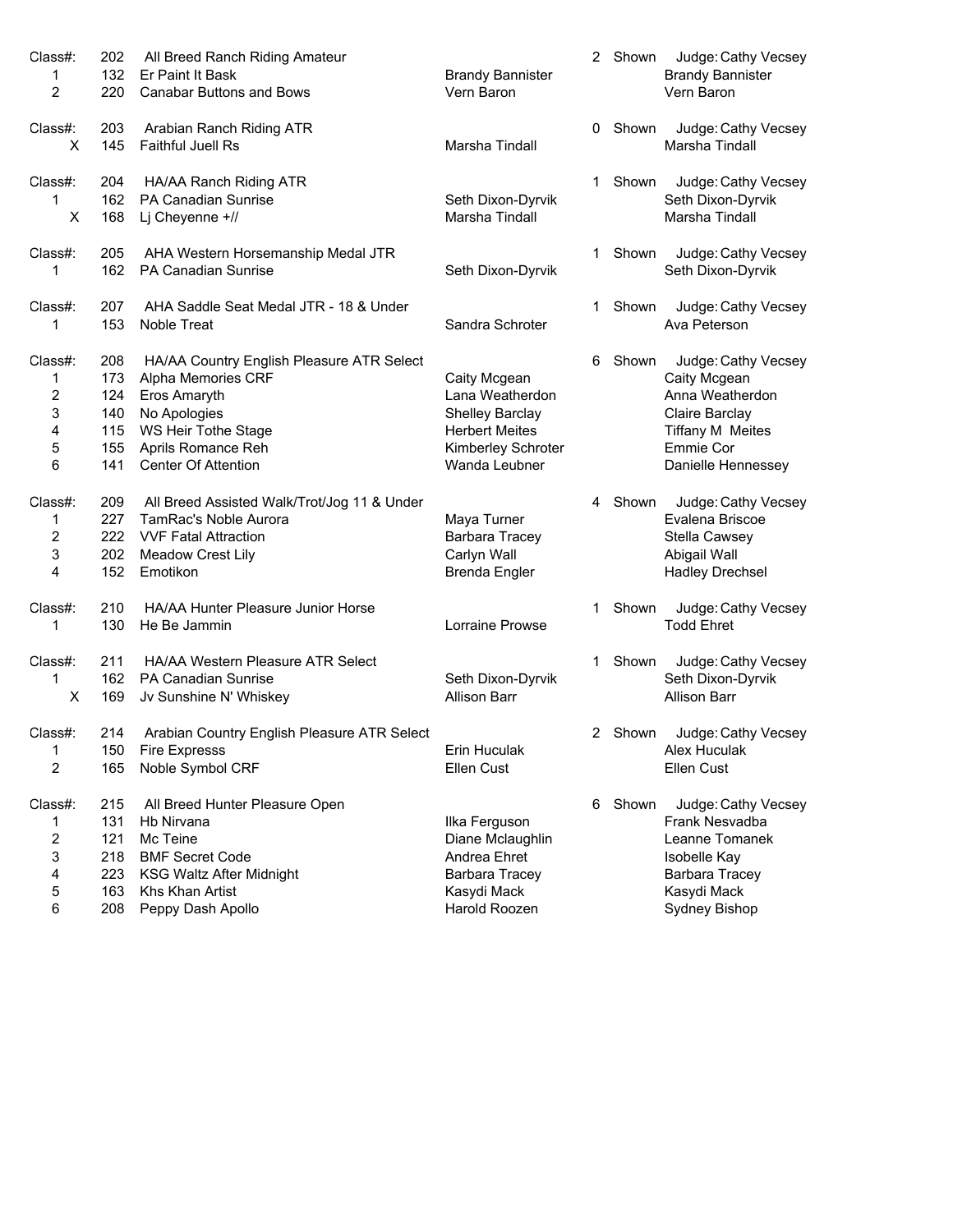| Class#: | 202 | All Breed Ranch Riding Amateur | | 2 Shown | Judge: Cathy Vecsey |
|---|---|---|---|---|---|
| 1 | 132 | Er Paint It Bask | Brandy Bannister | | Brandy Bannister |
| 2 | 220 | Canabar Buttons and Bows | Vern Baron | | Vern Baron |
| | | | | | |
| Class#: | 203 | Arabian Ranch Riding ATR | | 0 Shown | Judge: Cathy Vecsey |
| X | 145 | Faithful Juell Rs | Marsha Tindall | | Marsha Tindall |
| | | | | | |
| Class#: | 204 | HA/AA Ranch Riding ATR | | 1 Shown | Judge: Cathy Vecsey |
| 1 | 162 | PA Canadian Sunrise | Seth Dixon-Dyrvik | | Seth Dixon-Dyrvik |
| X | 168 | Lj Cheyenne +// | Marsha Tindall | | Marsha Tindall |
| | | | | | |
| Class#: | 205 | AHA Western Horsemanship Medal JTR | | 1 Shown | Judge: Cathy Vecsey |
| 1 | 162 | PA Canadian Sunrise | Seth Dixon-Dyrvik | | Seth Dixon-Dyrvik |
| | | | | | |
| Class#: | 207 | AHA Saddle Seat Medal JTR - 18 & Under | | 1 Shown | Judge: Cathy Vecsey |
| 1 | 153 | Noble Treat | Sandra Schroter | | Ava Peterson |
| | | | | | |
| Class#: | 208 | HA/AA Country English Pleasure ATR Select | | 6 Shown | Judge: Cathy Vecsey |
| 1 | 173 | Alpha Memories CRF | Caity Mcgean | | Caity Mcgean |
| 2 | 124 | Eros Amaryth | Lana Weatherdon | | Anna Weatherdon |
| 3 | 140 | No Apologies | Shelley Barclay | | Claire Barclay |
| 4 | 115 | WS Heir Tothe Stage | Herbert Meites | | Tiffany M Meites |
| 5 | 155 | Aprils Romance Reh | Kimberley Schroter | | Emmie Cor |
| 6 | 141 | Center Of Attention | Wanda Leubner | | Danielle Hennessey |
| | | | | | |
| Class#: | 209 | All Breed Assisted Walk/Trot/Jog 11 & Under | | 4 Shown | Judge: Cathy Vecsey |
| 1 | 227 | TamRac's Noble Aurora | Maya Turner | | Evalena Briscoe |
| 2 | 222 | VVF Fatal Attraction | Barbara Tracey | | Stella Cawsey |
| 3 | 202 | Meadow Crest Lily | Carlyn Wall | | Abigail Wall |
| 4 | 152 | Emotikon | Brenda Engler | | Hadley Drechsel |
| | | | | | |
| Class#: | 210 | HA/AA Hunter Pleasure Junior Horse | | 1 Shown | Judge: Cathy Vecsey |
| 1 | 130 | He Be Jammin | Lorraine Prowse | | Todd Ehret |
| | | | | | |
| Class#: | 211 | HA/AA Western Pleasure ATR Select | | 1 Shown | Judge: Cathy Vecsey |
| 1 | 162 | PA Canadian Sunrise | Seth Dixon-Dyrvik | | Seth Dixon-Dyrvik |
| X | 169 | Jv Sunshine N' Whiskey | Allison Barr | | Allison Barr |
| | | | | | |
| Class#: | 214 | Arabian Country English Pleasure ATR Select | | 2 Shown | Judge: Cathy Vecsey |
| 1 | 150 | Fire Expresss | Erin Huculak | | Alex Huculak |
| 2 | 165 | Noble Symbol CRF | Ellen Cust | | Ellen Cust |
| | | | | | |
| Class#: | 215 | All Breed Hunter Pleasure Open | | 6 Shown | Judge: Cathy Vecsey |
| 1 | 131 | Hb Nirvana | Ilka Ferguson | | Frank Nesvadba |
| 2 | 121 | Mc Teine | Diane Mclaughlin | | Leanne Tomanek |
| 3 | 218 | BMF Secret Code | Andrea Ehret | | Isobelle Kay |
| 4 | 223 | KSG Waltz After Midnight | Barbara Tracey | | Barbara Tracey |
| 5 | 163 | Khs Khan Artist | Kasydi Mack | | Kasydi Mack |
| 6 | 208 | Peppy Dash Apollo | Harold Roozen | | Sydney Bishop |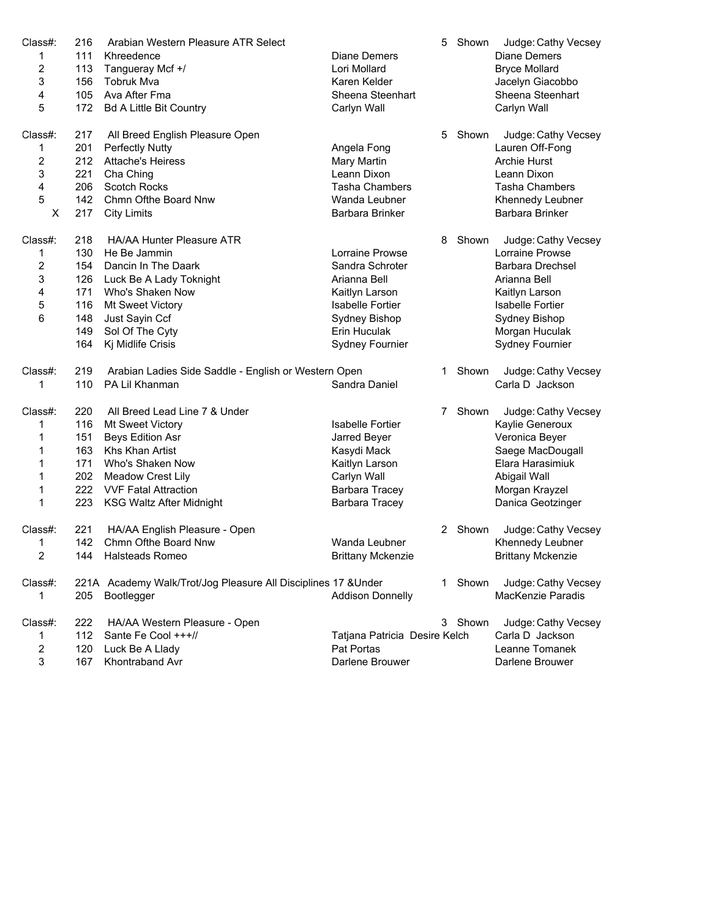| Class#: | 216 | Arabian Western Pleasure ATR Select | | 5 Shown | Judge: Cathy Vecsey |
|---|---|---|---|---|---|
| 1 | 111 | Khreedence | Diane Demers | | Diane Demers |
| 2 | 113 | Tangueray Mcf +/ | Lori Mollard | | Bryce Mollard |
| 3 | 156 | Tobruk Mva | Karen Kelder | | Jacelyn Giacobbo |
| 4 | 105 | Ava After Fma | Sheena Steenhart | | Sheena Steenhart |
| 5 | 172 | Bd A Little Bit Country | Carlyn Wall | | Carlyn Wall |
| | | | | | |
| Class#: | 217 | All Breed English Pleasure Open | | 5 Shown | Judge: Cathy Vecsey |
| 1 | 201 | Perfectly Nutty | Angela Fong | | Lauren Off-Fong |
| 2 | 212 | Attache's Heiress | Mary Martin | | Archie Hurst |
| 3 | 221 | Cha Ching | Leann Dixon | | Leann Dixon |
| 4 | 206 | Scotch Rocks | Tasha Chambers | | Tasha Chambers |
| 5 | 142 | Chmn Ofthe Board Nnw | Wanda Leubner | | Khennedy Leubner |
| X | 217 | City Limits | Barbara Brinker | | Barbara Brinker |
| | | | | | |
| Class#: | 218 | HA/AA Hunter Pleasure ATR | | 8 Shown | Judge: Cathy Vecsey |
| 1 | 130 | He Be Jammin | Lorraine Prowse | | Lorraine Prowse |
| 2 | 154 | Dancin In The Daark | Sandra Schroter | | Barbara Drechsel |
| 3 | 126 | Luck Be A Lady Toknight | Arianna Bell | | Arianna Bell |
| 4 | 171 | Who's Shaken Now | Kaitlyn Larson | | Kaitlyn Larson |
| 5 | 116 | Mt Sweet Victory | Isabelle Fortier | | Isabelle Fortier |
| 6 | 148 | Just Sayin Ccf | Sydney Bishop | | Sydney Bishop |
| | 149 | Sol Of The Cyty | Erin Huculak | | Morgan Huculak |
| | 164 | Kj Midlife Crisis | Sydney Fournier | | Sydney Fournier |
| | | | | | |
| Class#: | 219 | Arabian Ladies Side Saddle - English or Western Open | | 1 Shown | Judge: Cathy Vecsey |
| 1 | 110 | PA Lil Khanman | Sandra Daniel | | Carla D Jackson |
| | | | | | |
| Class#: | 220 | All Breed Lead Line 7 & Under | | 7 Shown | Judge: Cathy Vecsey |
| 1 | 116 | Mt Sweet Victory | Isabelle Fortier | | Kaylie Generoux |
| 1 | 151 | Beys Edition Asr | Jarred Beyer | | Veronica Beyer |
| 1 | 163 | Khs Khan Artist | Kasydi Mack | | Saege MacDougall |
| 1 | 171 | Who's Shaken Now | Kaitlyn Larson | | Elara Harasimiuk |
| 1 | 202 | Meadow Crest Lily | Carlyn Wall | | Abigail Wall |
| 1 | 222 | VVF Fatal Attraction | Barbara Tracey | | Morgan Krayzel |
| 1 | 223 | KSG Waltz After Midnight | Barbara Tracey | | Danica Geotzinger |
| | | | | | |
| Class#: | 221 | HA/AA English Pleasure - Open | | 2 Shown | Judge: Cathy Vecsey |
| 1 | 142 | Chmn Ofthe Board Nnw | Wanda Leubner | | Khennedy Leubner |
| 2 | 144 | Halsteads Romeo | Brittany Mckenzie | | Brittany Mckenzie |
| | | | | | |
| Class#: | 221A | Academy Walk/Trot/Jog Pleasure All Disciplines 17 &Under | | 1 Shown | Judge: Cathy Vecsey |
| 1 | 205 | Bootlegger | Addison Donnelly | | MacKenzie Paradis |
| | | | | | |
| Class#: | 222 | HA/AA Western Pleasure - Open | | 3 Shown | Judge: Cathy Vecsey |
| 1 | 112 | Sante Fe Cool +++// | Tatjana Patricia Desire Kelch | | Carla D Jackson |
| 2 | 120 | Luck Be A Llady | Pat Portas | | Leanne Tomanek |
| 3 | 167 | Khontraband Avr | Darlene Brouwer | | Darlene Brouwer |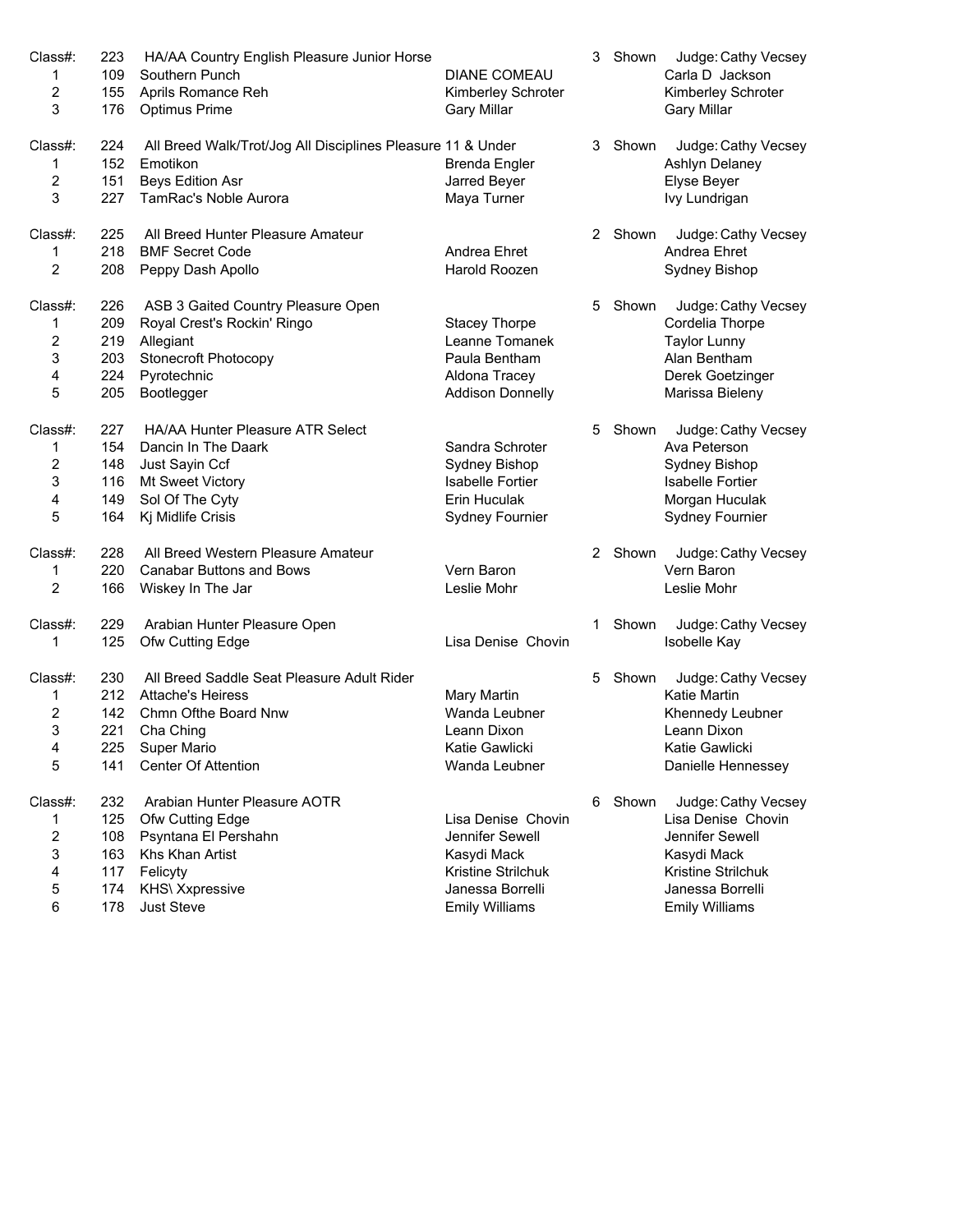| Class#: | 223 | HA/AA Country English Pleasure Junior Horse | | 3 Shown | Judge: Cathy Vecsey |
|---|---|---|---|---|---|
| 1 | 109 | Southern Punch | DIANE COMEAU | | Carla D Jackson |
| 2 | 155 | Aprils Romance Reh | Kimberley Schroter | | Kimberley Schroter |
| 3 | 176 | Optimus Prime | Gary Millar | | Gary Millar |

| Class#: | 224 | All Breed Walk/Trot/Jog All Disciplines Pleasure 11 & Under | | 3 Shown | Judge: Cathy Vecsey |
|---|---|---|---|---|---|
| 1 | 152 | Emotikon | Brenda Engler | | Ashlyn Delaney |
| 2 | 151 | Beys Edition Asr | Jarred Beyer | | Elyse Beyer |
| 3 | 227 | TamRac's Noble Aurora | Maya Turner | | Ivy Lundrigan |

| Class#: | 225 | All Breed Hunter Pleasure Amateur | | 2 Shown | Judge: Cathy Vecsey |
|---|---|---|---|---|---|
| 1 | 218 | BMF Secret Code | Andrea Ehret | | Andrea Ehret |
| 2 | 208 | Peppy Dash Apollo | Harold Roozen | | Sydney Bishop |

| Class#: | 226 | ASB 3 Gaited Country Pleasure Open | | 5 Shown | Judge: Cathy Vecsey |
|---|---|---|---|---|---|
| 1 | 209 | Royal Crest's Rockin' Ringo | Stacey Thorpe | | Cordelia Thorpe |
| 2 | 219 | Allegiant | Leanne Tomanek | | Taylor Lunny |
| 3 | 203 | Stonecroft Photocopy | Paula Bentham | | Alan Bentham |
| 4 | 224 | Pyrotechnic | Aldona Tracey | | Derek Goetzinger |
| 5 | 205 | Bootlegger | Addison Donnelly | | Marissa Bieleny |

| Class#: | 227 | HA/AA Hunter Pleasure ATR Select | | 5 Shown | Judge: Cathy Vecsey |
|---|---|---|---|---|---|
| 1 | 154 | Dancin In The Daark | Sandra Schroter | | Ava Peterson |
| 2 | 148 | Just Sayin Ccf | Sydney Bishop | | Sydney Bishop |
| 3 | 116 | Mt Sweet Victory | Isabelle Fortier | | Isabelle Fortier |
| 4 | 149 | Sol Of The Cyty | Erin Huculak | | Morgan Huculak |
| 5 | 164 | Kj Midlife Crisis | Sydney Fournier | | Sydney Fournier |

| Class#: | 228 | All Breed Western Pleasure Amateur | | 2 Shown | Judge: Cathy Vecsey |
|---|---|---|---|---|---|
| 1 | 220 | Canabar Buttons and Bows | Vern Baron | | Vern Baron |
| 2 | 166 | Wiskey In The Jar | Leslie Mohr | | Leslie Mohr |

| Class#: | 229 | Arabian Hunter Pleasure Open | | 1 Shown | Judge: Cathy Vecsey |
|---|---|---|---|---|---|
| 1 | 125 | Ofw Cutting Edge | Lisa Denise Chovin | | Isobelle Kay |

| Class#: | 230 | All Breed Saddle Seat Pleasure Adult Rider | | 5 Shown | Judge: Cathy Vecsey |
|---|---|---|---|---|---|
| 1 | 212 | Attache's Heiress | Mary Martin | | Katie Martin |
| 2 | 142 | Chmn Ofthe Board Nnw | Wanda Leubner | | Khennedy Leubner |
| 3 | 221 | Cha Ching | Leann Dixon | | Leann Dixon |
| 4 | 225 | Super Mario | Katie Gawlicki | | Katie Gawlicki |
| 5 | 141 | Center Of Attention | Wanda Leubner | | Danielle Hennessey |

| Class#: | 232 | Arabian Hunter Pleasure AOTR | | 6 Shown | Judge: Cathy Vecsey |
|---|---|---|---|---|---|
| 1 | 125 | Ofw Cutting Edge | Lisa Denise Chovin | | Lisa Denise Chovin |
| 2 | 108 | Psyntana El Pershahn | Jennifer Sewell | | Jennifer Sewell |
| 3 | 163 | Khs Khan Artist | Kasydi Mack | | Kasydi Mack |
| 4 | 117 | Felicyty | Kristine Strilchuk | | Kristine Strilchuk |
| 5 | 174 | KHS\ Xxpressive | Janessa Borrelli | | Janessa Borrelli |
| 6 | 178 | Just Steve | Emily Williams | | Emily Williams |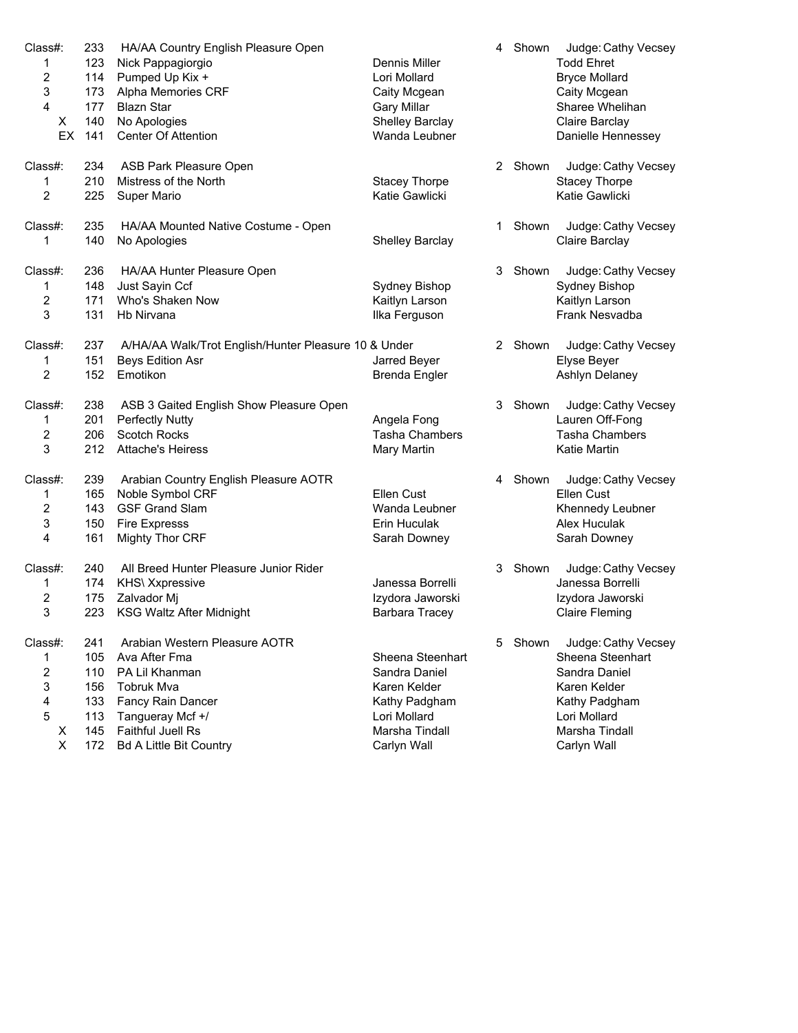| Class#: | 233 | HA/AA Country English Pleasure Open | | 4 Shown | Judge: Cathy Vecsey |
|---|---|---|---|---|---|
| 1 | 123 | Nick Pappagiorgio | Dennis Miller | | Todd Ehret |
| 2 | 114 | Pumped Up Kix + | Lori Mollard | | Bryce Mollard |
| 3 | 173 | Alpha Memories CRF | Caity Mcgean | | Caity Mcgean |
| 4 | 177 | Blazn Star | Gary Millar | | Sharee Whelihan |
| X | 140 | No Apologies | Shelley Barclay | | Claire Barclay |
| EX | 141 | Center Of Attention | Wanda Leubner | | Danielle Hennessey |

| Class#: | 234 | ASB Park Pleasure Open | | 2 Shown | Judge: Cathy Vecsey |
|---|---|---|---|---|---|
| 1 | 210 | Mistress of the North | Stacey Thorpe | | Stacey Thorpe |
| 2 | 225 | Super Mario | Katie Gawlicki | | Katie Gawlicki |

| Class#: | 235 | HA/AA Mounted Native Costume - Open | | 1 Shown | Judge: Cathy Vecsey |
|---|---|---|---|---|---|
| 1 | 140 | No Apologies | Shelley Barclay | | Claire Barclay |

| Class#: | 236 | HA/AA Hunter Pleasure Open | | 3 Shown | Judge: Cathy Vecsey |
|---|---|---|---|---|---|
| 1 | 148 | Just Sayin Ccf | Sydney Bishop | | Sydney Bishop |
| 2 | 171 | Who's Shaken Now | Kaitlyn Larson | | Kaitlyn Larson |
| 3 | 131 | Hb Nirvana | Ilka Ferguson | | Frank Nesvadba |

| Class#: | 237 | A/HA/AA Walk/Trot English/Hunter Pleasure 10 & Under | | 2 Shown | Judge: Cathy Vecsey |
|---|---|---|---|---|---|
| 1 | 151 | Beys Edition Asr | Jarred Beyer | | Elyse Beyer |
| 2 | 152 | Emotikon | Brenda Engler | | Ashlyn Delaney |

| Class#: | 238 | ASB 3 Gaited English Show Pleasure Open | | 3 Shown | Judge: Cathy Vecsey |
|---|---|---|---|---|---|
| 1 | 201 | Perfectly Nutty | Angela Fong | | Lauren Off-Fong |
| 2 | 206 | Scotch Rocks | Tasha Chambers | | Tasha Chambers |
| 3 | 212 | Attache's Heiress | Mary Martin | | Katie Martin |

| Class#: | 239 | Arabian Country English Pleasure AOTR | | 4 Shown | Judge: Cathy Vecsey |
|---|---|---|---|---|---|
| 1 | 165 | Noble Symbol CRF | Ellen Cust | | Ellen Cust |
| 2 | 143 | GSF Grand Slam | Wanda Leubner | | Khennedy Leubner |
| 3 | 150 | Fire Expresss | Erin Huculak | | Alex Huculak |
| 4 | 161 | Mighty Thor CRF | Sarah Downey | | Sarah Downey |

| Class#: | 240 | All Breed Hunter Pleasure Junior Rider | | 3 Shown | Judge: Cathy Vecsey |
|---|---|---|---|---|---|
| 1 | 174 | KHS\ Xxpressive | Janessa Borrelli | | Janessa Borrelli |
| 2 | 175 | Zalvador Mj | Izydora Jaworski | | Izydora Jaworski |
| 3 | 223 | KSG Waltz After Midnight | Barbara Tracey | | Claire Fleming |

| Class#: | 241 | Arabian Western Pleasure AOTR | | 5 Shown | Judge: Cathy Vecsey |
|---|---|---|---|---|---|
| 1 | 105 | Ava After Fma | Sheena Steenhart | | Sheena Steenhart |
| 2 | 110 | PA Lil Khanman | Sandra Daniel | | Sandra Daniel |
| 3 | 156 | Tobruk Mva | Karen Kelder | | Karen Kelder |
| 4 | 133 | Fancy Rain Dancer | Kathy Padgham | | Kathy Padgham |
| 5 | 113 | Tangueray Mcf +/ | Lori Mollard | | Lori Mollard |
| X | 145 | Faithful Juell Rs | Marsha Tindall | | Marsha Tindall |
| X | 172 | Bd A Little Bit Country | Carlyn Wall | | Carlyn Wall |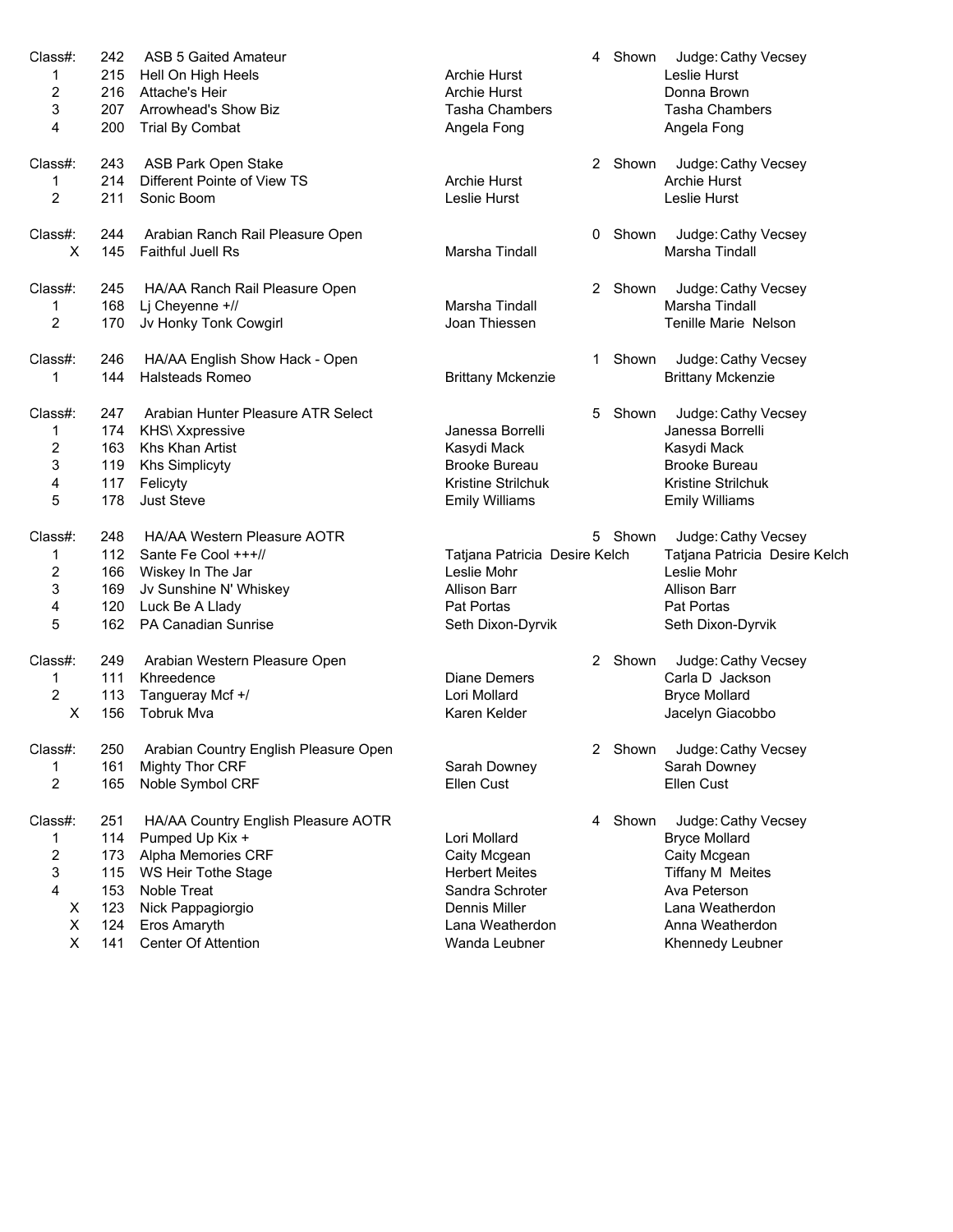| Class#: | 242 | ASB 5 Gaited Amateur | | 4 Shown | Judge: Cathy Vecsey |
|---|---|---|---|---|---|
| 1 | 215 | Hell On High Heels | Archie Hurst | | Leslie Hurst |
| 2 | 216 | Attache's Heir | Archie Hurst | | Donna Brown |
| 3 | 207 | Arrowhead's Show Biz | Tasha Chambers | | Tasha Chambers |
| 4 | 200 | Trial By Combat | Angela Fong | | Angela Fong |
| | | | | | |
| Class#: | 243 | ASB Park Open Stake | | 2 Shown | Judge: Cathy Vecsey |
| 1 | 214 | Different Pointe of View TS | Archie Hurst | | Archie Hurst |
| 2 | 211 | Sonic Boom | Leslie Hurst | | Leslie Hurst |
| | | | | | |
| Class#: | 244 | Arabian Ranch Rail Pleasure Open | | 0 Shown | Judge: Cathy Vecsey |
| X | 145 | Faithful Juell Rs | Marsha Tindall | | Marsha Tindall |
| | | | | | |
| Class#: | 245 | HA/AA Ranch Rail Pleasure Open | | 2 Shown | Judge: Cathy Vecsey |
| 1 | 168 | Lj Cheyenne +// | Marsha Tindall | | Marsha Tindall |
| 2 | 170 | Jv Honky Tonk Cowgirl | Joan Thiessen | | Tenille Marie Nelson |
| | | | | | |
| Class#: | 246 | HA/AA English Show Hack - Open | | 1 Shown | Judge: Cathy Vecsey |
| 1 | 144 | Halsteads Romeo | Brittany Mckenzie | | Brittany Mckenzie |
| | | | | | |
| Class#: | 247 | Arabian Hunter Pleasure ATR Select | | 5 Shown | Judge: Cathy Vecsey |
| 1 | 174 | KHS\ Xxpressive | Janessa Borrelli | | Janessa Borrelli |
| 2 | 163 | Khs Khan Artist | Kasydi Mack | | Kasydi Mack |
| 3 | 119 | Khs Simplicyty | Brooke Bureau | | Brooke Bureau |
| 4 | 117 | Felicyty | Kristine Strilchuk | | Kristine Strilchuk |
| 5 | 178 | Just Steve | Emily Williams | | Emily Williams |
| | | | | | |
| Class#: | 248 | HA/AA Western Pleasure AOTR | | 5 Shown | Judge: Cathy Vecsey |
| 1 | 112 | Sante Fe Cool +++// | Tatjana Patricia Desire Kelch | | Tatjana Patricia Desire Kelch |
| 2 | 166 | Wiskey In The Jar | Leslie Mohr | | Leslie Mohr |
| 3 | 169 | Jv Sunshine N' Whiskey | Allison Barr | | Allison Barr |
| 4 | 120 | Luck Be A Llady | Pat Portas | | Pat Portas |
| 5 | 162 | PA Canadian Sunrise | Seth Dixon-Dyrvik | | Seth Dixon-Dyrvik |
| | | | | | |
| Class#: | 249 | Arabian Western Pleasure Open | | 2 Shown | Judge: Cathy Vecsey |
| 1 | 111 | Khreedence | Diane Demers | | Carla D Jackson |
| 2 | 113 | Tangueray Mcf +/ | Lori Mollard | | Bryce Mollard |
| X | 156 | Tobruk Mva | Karen Kelder | | Jacelyn Giacobbo |
| | | | | | |
| Class#: | 250 | Arabian Country English Pleasure Open | | 2 Shown | Judge: Cathy Vecsey |
| 1 | 161 | Mighty Thor CRF | Sarah Downey | | Sarah Downey |
| 2 | 165 | Noble Symbol CRF | Ellen Cust | | Ellen Cust |
| | | | | | |
| Class#: | 251 | HA/AA Country English Pleasure AOTR | | 4 Shown | Judge: Cathy Vecsey |
| 1 | 114 | Pumped Up Kix + | Lori Mollard | | Bryce Mollard |
| 2 | 173 | Alpha Memories CRF | Caity Mcgean | | Caity Mcgean |
| 3 | 115 | WS Heir Tothe Stage | Herbert Meites | | Tiffany M Meites |
| 4 | 153 | Noble Treat | Sandra Schroter | | Ava Peterson |
| X | 123 | Nick Pappagiorgio | Dennis Miller | | Lana Weatherdon |
| X | 124 | Eros Amaryth | Lana Weatherdon | | Anna Weatherdon |
| X | 141 | Center Of Attention | Wanda Leubner | | Khennedy Leubner |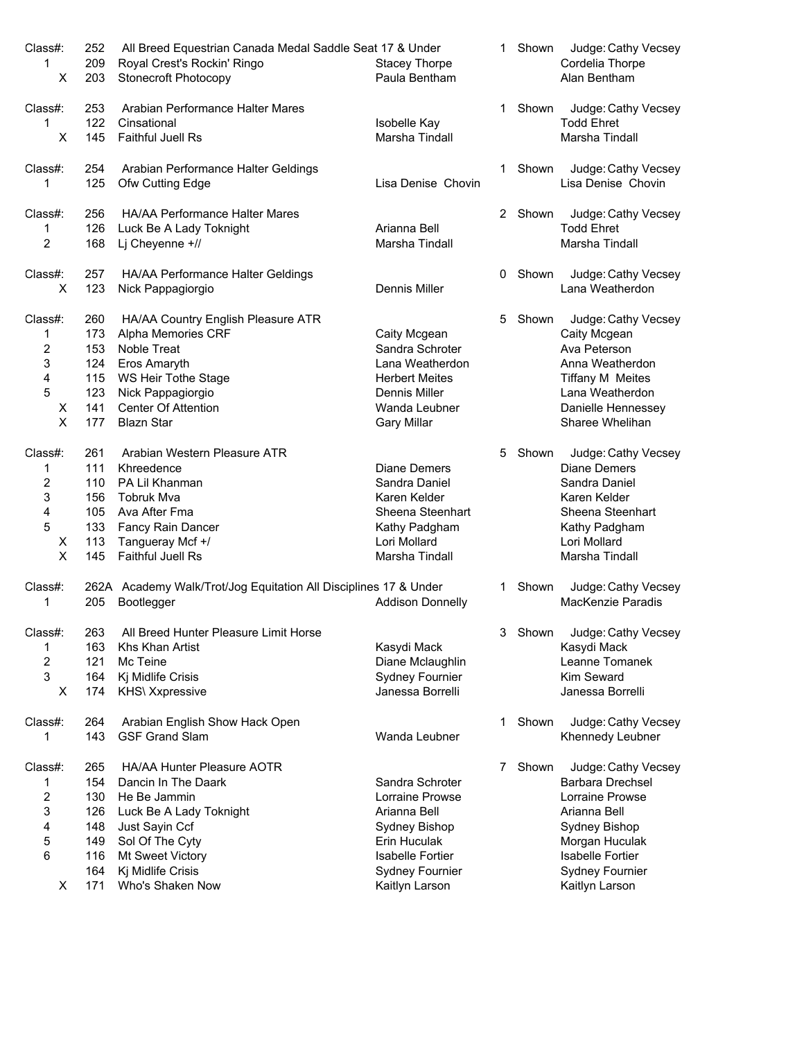| Class#: | 252 | All Breed Equestrian Canada Medal Saddle Seat 17 & Under | | 1 Shown | Judge: Cathy Vecsey |
|---|---|---|---|---|---|
| 1 | 209 | Royal Crest's Rockin' Ringo | Stacey Thorpe | | Cordelia Thorpe |
| X | 203 | Stonecroft Photocopy | Paula Bentham | | Alan Bentham |
| | | | | | |
| Class#: | 253 | Arabian Performance Halter Mares | | 1 Shown | Judge: Cathy Vecsey |
| 1 | 122 | Cinsational | Isobelle Kay | | Todd Ehret |
| X | 145 | Faithful Juell Rs | Marsha Tindall | | Marsha Tindall |
| | | | | | |
| Class#: | 254 | Arabian Performance Halter Geldings | | 1 Shown | Judge: Cathy Vecsey |
| 1 | 125 | Ofw Cutting Edge | Lisa Denise Chovin | | Lisa Denise Chovin |
| | | | | | |
| Class#: | 256 | HA/AA Performance Halter Mares | | 2 Shown | Judge: Cathy Vecsey |
| 1 | 126 | Luck Be A Lady Toknight | Arianna Bell | | Todd Ehret |
| 2 | 168 | Lj Cheyenne +// | Marsha Tindall | | Marsha Tindall |
| | | | | | |
| Class#: | 257 | HA/AA Performance Halter Geldings | | 0 Shown | Judge: Cathy Vecsey |
| X | 123 | Nick Pappagiorgio | Dennis Miller | | Lana Weatherdon |
| | | | | | |
| Class#: | 260 | HA/AA Country English Pleasure ATR | | 5 Shown | Judge: Cathy Vecsey |
| 1 | 173 | Alpha Memories CRF | Caity Mcgean | | Caity Mcgean |
| 2 | 153 | Noble Treat | Sandra Schroter | | Ava Peterson |
| 3 | 124 | Eros Amaryth | Lana Weatherdon | | Anna Weatherdon |
| 4 | 115 | WS Heir Tothe Stage | Herbert Meites | | Tiffany M Meites |
| 5 | 123 | Nick Pappagiorgio | Dennis Miller | | Lana Weatherdon |
| X | 141 | Center Of Attention | Wanda Leubner | | Danielle Hennessey |
| X | 177 | Blazn Star | Gary Millar | | Sharee Whelihan |
| | | | | | |
| Class#: | 261 | Arabian Western Pleasure ATR | | 5 Shown | Judge: Cathy Vecsey |
| 1 | 111 | Khreedence | Diane Demers | | Diane Demers |
| 2 | 110 | PA Lil Khanman | Sandra Daniel | | Sandra Daniel |
| 3 | 156 | Tobruk Mva | Karen Kelder | | Karen Kelder |
| 4 | 105 | Ava After Fma | Sheena Steenhart | | Sheena Steenhart |
| 5 | 133 | Fancy Rain Dancer | Kathy Padgham | | Kathy Padgham |
| X | 113 | Tangueray Mcf +/ | Lori Mollard | | Lori Mollard |
| X | 145 | Faithful Juell Rs | Marsha Tindall | | Marsha Tindall |
| | | | | | |
| Class#: | 262A | Academy Walk/Trot/Jog Equitation All Disciplines 17 & Under | | 1 Shown | Judge: Cathy Vecsey |
| 1 | 205 | Bootlegger | Addison Donnelly | | MacKenzie Paradis |
| | | | | | |
| Class#: | 263 | All Breed Hunter Pleasure Limit Horse | | 3 Shown | Judge: Cathy Vecsey |
| 1 | 163 | Khs Khan Artist | Kasydi Mack | | Kasydi Mack |
| 2 | 121 | Mc Teine | Diane Mclaughlin | | Leanne Tomanek |
| 3 | 164 | Kj Midlife Crisis | Sydney Fournier | | Kim Seward |
| X | 174 | KHS\ Xxpressive | Janessa Borrelli | | Janessa Borrelli |
| | | | | | |
| Class#: | 264 | Arabian English Show Hack Open | | 1 Shown | Judge: Cathy Vecsey |
| 1 | 143 | GSF Grand Slam | Wanda Leubner | | Khennedy Leubner |
| | | | | | |
| Class#: | 265 | HA/AA Hunter Pleasure AOTR | | 7 Shown | Judge: Cathy Vecsey |
| 1 | 154 | Dancin In The Daark | Sandra Schroter | | Barbara Drechsel |
| 2 | 130 | He Be Jammin | Lorraine Prowse | | Lorraine Prowse |
| 3 | 126 | Luck Be A Lady Toknight | Arianna Bell | | Arianna Bell |
| 4 | 148 | Just Sayin Ccf | Sydney Bishop | | Sydney Bishop |
| 5 | 149 | Sol Of The Cyty | Erin Huculak | | Morgan Huculak |
| 6 | 116 | Mt Sweet Victory | Isabelle Fortier | | Isabelle Fortier |
| | 164 | Kj Midlife Crisis | Sydney Fournier | | Sydney Fournier |
| X | 171 | Who's Shaken Now | Kaitlyn Larson | | Kaitlyn Larson |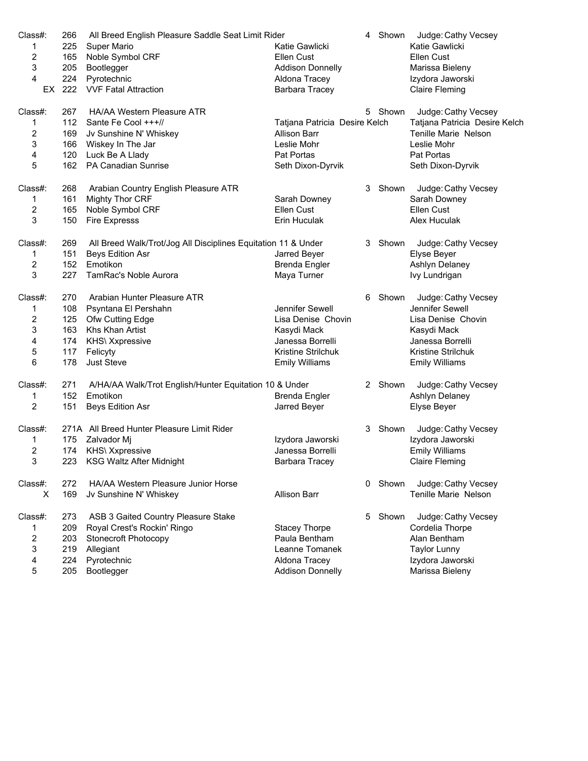| Class#: | 266 | All Breed English Pleasure Saddle Seat Limit Rider | | 4 Shown | Judge: Cathy Vecsey |
|---|---|---|---|---|---|
| 1 | 225 | Super Mario | Katie Gawlicki | | Katie Gawlicki |
| 2 | 165 | Noble Symbol CRF | Ellen Cust | | Ellen Cust |
| 3 | 205 | Bootlegger | Addison Donnelly | | Marissa Bieleny |
| 4 | 224 | Pyrotechnic | Aldona Tracey | | Izydora Jaworski |
| EX | 222 | VVF Fatal Attraction | Barbara Tracey | | Claire Fleming |

| Class#: | 267 | HA/AA Western Pleasure ATR | | 5 Shown | Judge: Cathy Vecsey |
|---|---|---|---|---|---|
| 1 | 112 | Sante Fe Cool +++// | Tatjana Patricia Desire Kelch | | Tatjana Patricia Desire Kelch |
| 2 | 169 | Jv Sunshine N' Whiskey | Allison Barr | | Tenille Marie Nelson |
| 3 | 166 | Wiskey In The Jar | Leslie Mohr | | Leslie Mohr |
| 4 | 120 | Luck Be A Llady | Pat Portas | | Pat Portas |
| 5 | 162 | PA Canadian Sunrise | Seth Dixon-Dyrvik | | Seth Dixon-Dyrvik |

| Class#: | 268 | Arabian Country English Pleasure ATR | | 3 Shown | Judge: Cathy Vecsey |
|---|---|---|---|---|---|
| 1 | 161 | Mighty Thor CRF | Sarah Downey | | Sarah Downey |
| 2 | 165 | Noble Symbol CRF | Ellen Cust | | Ellen Cust |
| 3 | 150 | Fire Expresss | Erin Huculak | | Alex Huculak |

| Class#: | 269 | All Breed Walk/Trot/Jog All Disciplines Equitation 11 & Under | | 3 Shown | Judge: Cathy Vecsey |
|---|---|---|---|---|---|
| 1 | 151 | Beys Edition Asr | Jarred Beyer | | Elyse Beyer |
| 2 | 152 | Emotikon | Brenda Engler | | Ashlyn Delaney |
| 3 | 227 | TamRac's Noble Aurora | Maya Turner | | Ivy Lundrigan |

| Class#: | 270 | Arabian Hunter Pleasure ATR | | 6 Shown | Judge: Cathy Vecsey |
|---|---|---|---|---|---|
| 1 | 108 | Psyntana El Pershahn | Jennifer Sewell | | Jennifer Sewell |
| 2 | 125 | Ofw Cutting Edge | Lisa Denise Chovin | | Lisa Denise Chovin |
| 3 | 163 | Khs Khan Artist | Kasydi Mack | | Kasydi Mack |
| 4 | 174 | KHS\ Xxpressive | Janessa Borrelli | | Janessa Borrelli |
| 5 | 117 | Felicyty | Kristine Strilchuk | | Kristine Strilchuk |
| 6 | 178 | Just Steve | Emily Williams | | Emily Williams |

| Class#: | 271 | A/HA/AA Walk/Trot English/Hunter Equitation 10 & Under | | 2 Shown | Judge: Cathy Vecsey |
|---|---|---|---|---|---|
| 1 | 152 | Emotikon | Brenda Engler | | Ashlyn Delaney |
| 2 | 151 | Beys Edition Asr | Jarred Beyer | | Elyse Beyer |

| Class#: | 271A | All Breed Hunter Pleasure Limit Rider | | 3 Shown | Judge: Cathy Vecsey |
|---|---|---|---|---|---|
| 1 | 175 | Zalvador Mj | Izydora Jaworski | | Izydora Jaworski |
| 2 | 174 | KHS\ Xxpressive | Janessa Borrelli | | Emily Williams |
| 3 | 223 | KSG Waltz After Midnight | Barbara Tracey | | Claire Fleming |

| Class#: | 272 | HA/AA Western Pleasure Junior Horse | | 0 Shown | Judge: Cathy Vecsey |
|---|---|---|---|---|---|
| X | 169 | Jv Sunshine N' Whiskey | Allison Barr | | Tenille Marie Nelson |

| Class#: | 273 | ASB 3 Gaited Country Pleasure Stake | | 5 Shown | Judge: Cathy Vecsey |
|---|---|---|---|---|---|
| 1 | 209 | Royal Crest's Rockin' Ringo | Stacey Thorpe | | Cordelia Thorpe |
| 2 | 203 | Stonecroft Photocopy | Paula Bentham | | Alan Bentham |
| 3 | 219 | Allegiant | Leanne Tomanek | | Taylor Lunny |
| 4 | 224 | Pyrotechnic | Aldona Tracey | | Izydora Jaworski |
| 5 | 205 | Bootlegger | Addison Donnelly | | Marissa Bieleny |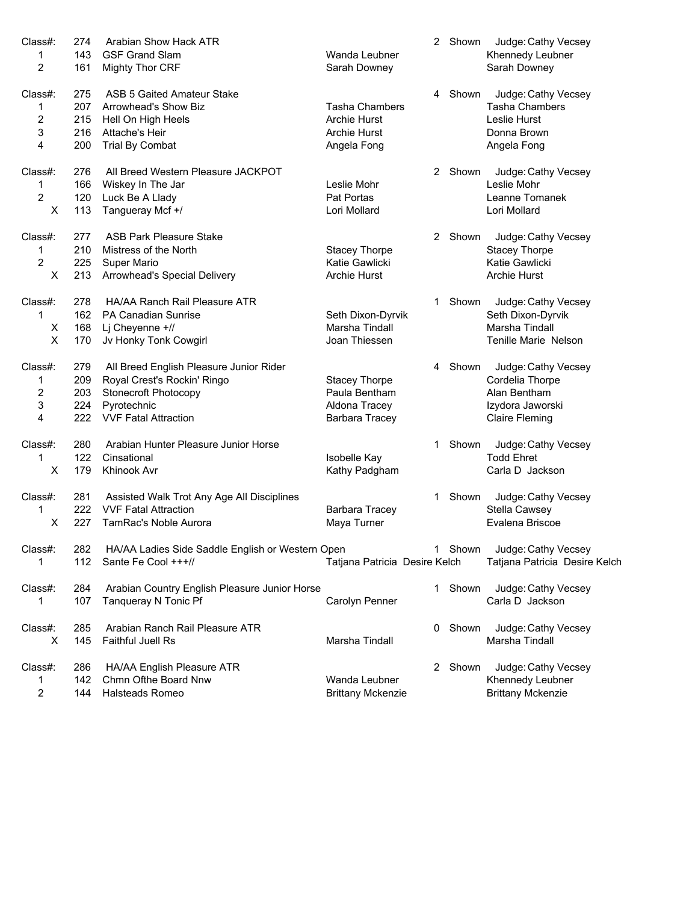| Class#: | 274 | Arabian Show Hack ATR | | 2 Shown | Judge: Cathy Vecsey |
|---|---|---|---|---|---|
| 1 | 143 | GSF Grand Slam | Wanda Leubner | | Khennedy Leubner |
| 2 | 161 | Mighty Thor CRF | Sarah Downey | | Sarah Downey |

| Class#: | 275 | ASB 5 Gaited Amateur Stake | | 4 Shown | Judge: Cathy Vecsey |
|---|---|---|---|---|---|
| 1 | 207 | Arrowhead's Show Biz | Tasha Chambers | | Tasha Chambers |
| 2 | 215 | Hell On High Heels | Archie Hurst | | Leslie Hurst |
| 3 | 216 | Attache's Heir | Archie Hurst | | Donna Brown |
| 4 | 200 | Trial By Combat | Angela Fong | | Angela Fong |

| Class#: | 276 | All Breed Western Pleasure JACKPOT | | 2 Shown | Judge: Cathy Vecsey |
|---|---|---|---|---|---|
| 1 | 166 | Wiskey In The Jar | Leslie Mohr | | Leslie Mohr |
| 2 | 120 | Luck Be A Llady | Pat Portas | | Leanne Tomanek |
| X | 113 | Tangueray Mcf +/ | Lori Mollard | | Lori Mollard |

| Class#: | 277 | ASB Park Pleasure Stake | | 2 Shown | Judge: Cathy Vecsey |
|---|---|---|---|---|---|
| 1 | 210 | Mistress of the North | Stacey Thorpe | | Stacey Thorpe |
| 2 | 225 | Super Mario | Katie Gawlicki | | Katie Gawlicki |
| X | 213 | Arrowhead's Special Delivery | Archie Hurst | | Archie Hurst |

| Class#: | 278 | HA/AA Ranch Rail Pleasure ATR | | 1 Shown | Judge: Cathy Vecsey |
|---|---|---|---|---|---|
| 1 | 162 | PA Canadian Sunrise | Seth Dixon-Dyrvik | | Seth Dixon-Dyrvik |
| X | 168 | Lj Cheyenne +// | Marsha Tindall | | Marsha Tindall |
| X | 170 | Jv Honky Tonk Cowgirl | Joan Thiessen | | Tenille Marie Nelson |

| Class#: | 279 | All Breed English Pleasure Junior Rider | | 4 Shown | Judge: Cathy Vecsey |
|---|---|---|---|---|---|
| 1 | 209 | Royal Crest's Rockin' Ringo | Stacey Thorpe | | Cordelia Thorpe |
| 2 | 203 | Stonecroft Photocopy | Paula Bentham | | Alan Bentham |
| 3 | 224 | Pyrotechnic | Aldona Tracey | | Izydora Jaworski |
| 4 | 222 | VVF Fatal Attraction | Barbara Tracey | | Claire Fleming |

| Class#: | 280 | Arabian Hunter Pleasure Junior Horse | | 1 Shown | Judge: Cathy Vecsey |
|---|---|---|---|---|---|
| 1 | 122 | Cinsational | Isobelle Kay | | Todd Ehret |
| X | 179 | Khinook Avr | Kathy Padgham | | Carla D Jackson |

| Class#: | 281 | Assisted Walk Trot Any Age All Disciplines | | 1 Shown | Judge: Cathy Vecsey |
|---|---|---|---|---|---|
| 1 | 222 | VVF Fatal Attraction | Barbara Tracey | | Stella Cawsey |
| X | 227 | TamRac's Noble Aurora | Maya Turner | | Evalena Briscoe |

| Class#: | 282 | HA/AA Ladies Side Saddle English or Western Open | | 1 Shown | Judge: Cathy Vecsey |
|---|---|---|---|---|---|
| 1 | 112 | Sante Fe Cool +++// | Tatjana Patricia Desire Kelch | | Tatjana Patricia Desire Kelch |

| Class#: | 284 | Arabian Country English Pleasure Junior Horse | | 1 Shown | Judge: Cathy Vecsey |
|---|---|---|---|---|---|
| 1 | 107 | Tanqueray N Tonic Pf | Carolyn Penner | | Carla D Jackson |

| Class#: | 285 | Arabian Ranch Rail Pleasure ATR | | 0 Shown | Judge: Cathy Vecsey |
|---|---|---|---|---|---|
| X | 145 | Faithful Juell Rs | Marsha Tindall | | Marsha Tindall |

| Class#: | 286 | HA/AA English Pleasure ATR | | 2 Shown | Judge: Cathy Vecsey |
|---|---|---|---|---|---|
| 1 | 142 | Chmn Ofthe Board Nnw | Wanda Leubner | | Khennedy Leubner |
| 2 | 144 | Halsteads Romeo | Brittany Mckenzie | | Brittany Mckenzie |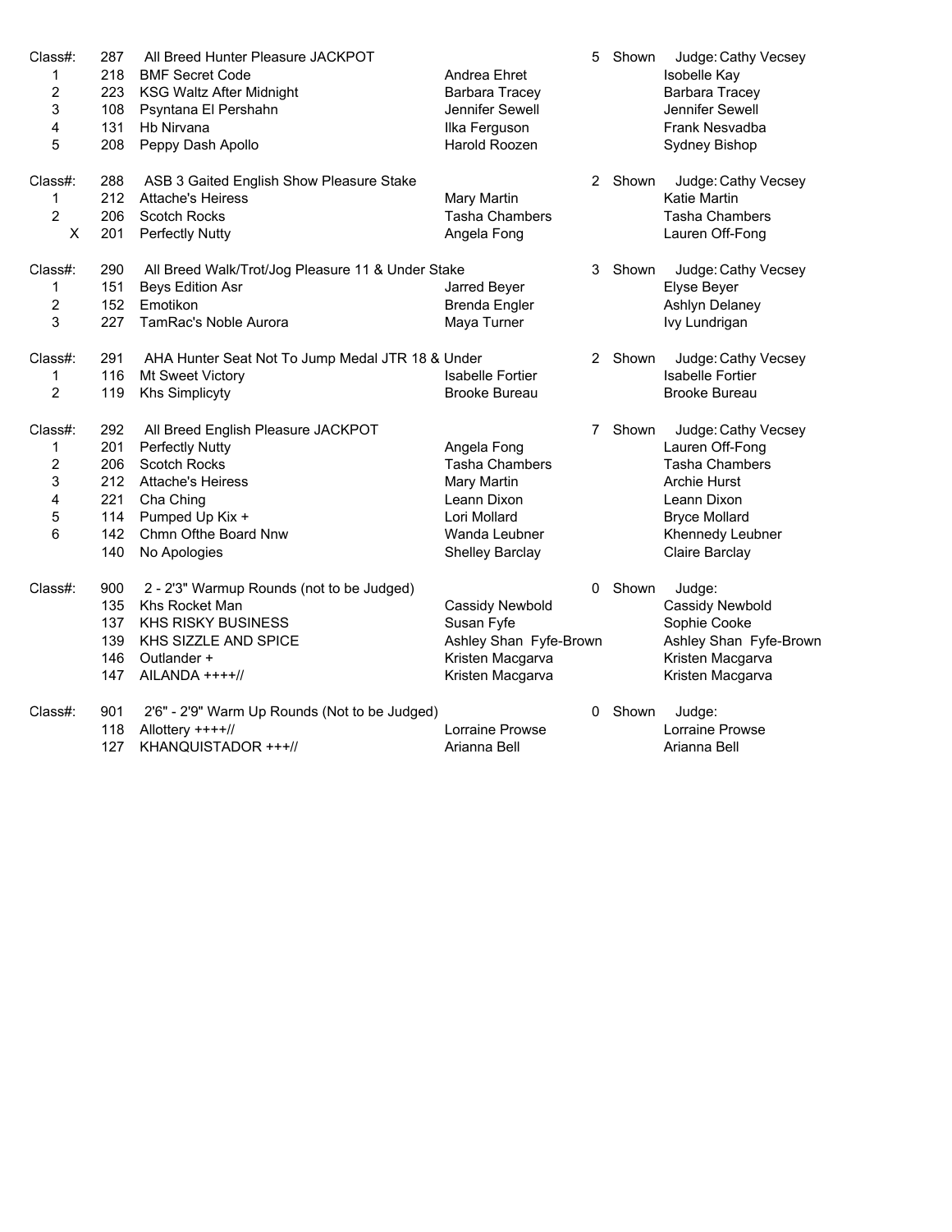| Class#: | 287 | All Breed Hunter Pleasure JACKPOT | | 5 Shown | Judge: Cathy Vecsey |
|---|---|---|---|---|---|
| 1 | 218 | BMF Secret Code | Andrea Ehret | | Isobelle Kay |
| 2 | 223 | KSG Waltz After Midnight | Barbara Tracey | | Barbara Tracey |
| 3 | 108 | Psyntana El Pershahn | Jennifer Sewell | | Jennifer Sewell |
| 4 | 131 | Hb Nirvana | Ilka Ferguson | | Frank Nesvadba |
| 5 | 208 | Peppy Dash Apollo | Harold Roozen | | Sydney Bishop |

| Class#: | 288 | ASB 3 Gaited English Show Pleasure Stake | | 2 Shown | Judge: Cathy Vecsey |
|---|---|---|---|---|---|
| 1 | 212 | Attache's Heiress | Mary Martin | | Katie Martin |
| 2 | 206 | Scotch Rocks | Tasha Chambers | | Tasha Chambers |
| X | 201 | Perfectly Nutty | Angela Fong | | Lauren Off-Fong |

| Class#: | 290 | All Breed Walk/Trot/Jog Pleasure 11 & Under Stake | | 3 Shown | Judge: Cathy Vecsey |
|---|---|---|---|---|---|
| 1 | 151 | Beys Edition Asr | Jarred Beyer | | Elyse Beyer |
| 2 | 152 | Emotikon | Brenda Engler | | Ashlyn Delaney |
| 3 | 227 | TamRac's Noble Aurora | Maya Turner | | Ivy Lundrigan |

| Class#: | 291 | AHA Hunter Seat Not To Jump Medal JTR 18 & Under | | 2 Shown | Judge: Cathy Vecsey |
|---|---|---|---|---|---|
| 1 | 116 | Mt Sweet Victory | Isabelle Fortier | | Isabelle Fortier |
| 2 | 119 | Khs Simplicyty | Brooke Bureau | | Brooke Bureau |

| Class#: | 292 | All Breed English Pleasure JACKPOT | | 7 Shown | Judge: Cathy Vecsey |
|---|---|---|---|---|---|
| 1 | 201 | Perfectly Nutty | Angela Fong | | Lauren Off-Fong |
| 2 | 206 | Scotch Rocks | Tasha Chambers | | Tasha Chambers |
| 3 | 212 | Attache's Heiress | Mary Martin | | Archie Hurst |
| 4 | 221 | Cha Ching | Leann Dixon | | Leann Dixon |
| 5 | 114 | Pumped Up Kix + | Lori Mollard | | Bryce Mollard |
| 6 | 142 | Chmn Ofthe Board Nnw | Wanda Leubner | | Khennedy Leubner |
| | 140 | No Apologies | Shelley Barclay | | Claire Barclay |

| Class#: | 900 | 2 - 2'3" Warmup Rounds (not to be Judged) | | 0 Shown | Judge: |
|---|---|---|---|---|---|
| | 135 | Khs Rocket Man | Cassidy Newbold | | Cassidy Newbold |
| | 137 | KHS RISKY BUSINESS | Susan Fyfe | | Sophie Cooke |
| | 139 | KHS SIZZLE AND SPICE | Ashley Shan Fyfe-Brown | | Ashley Shan Fyfe-Brown |
| | 146 | Outlander + | Kristen Macgarva | | Kristen Macgarva |
| | 147 | AILANDA ++++// | Kristen Macgarva | | Kristen Macgarva |

| Class#: | 901 | 2'6" - 2'9" Warm Up Rounds (Not to be Judged) | | 0 Shown | Judge: |
|---|---|---|---|---|---|
| | 118 | Allottery ++++// | Lorraine Prowse | | Lorraine Prowse |
| | 127 | KHANQUISTADOR +++// | Arianna Bell | | Arianna Bell |